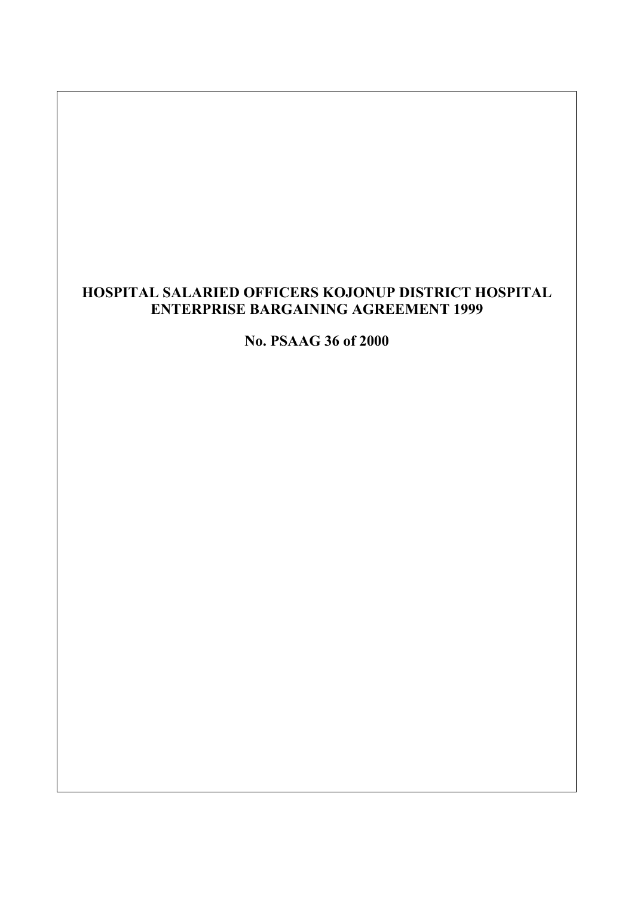# HOSPITAL SALARIED OFFICERS KOJONUP DISTRICT HOSPITAL ENTERPRISE BARGAINING AGREEMENT 1999

**No. PSAAG 36 of 2000**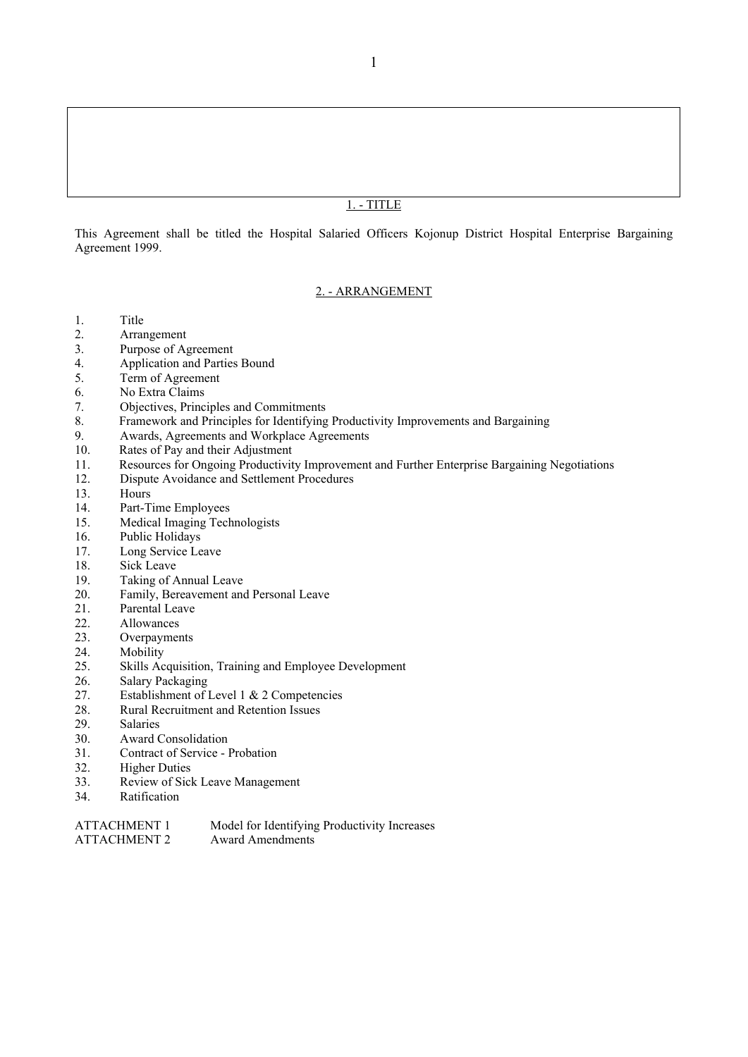## 1. - TITLE

This Agreement shall be titled the Hospital Salaried Officers Kojonup District Hospital Enterprise Bargaining Agreement 1999.

## 2. - ARRANGEMENT

1. Title
2. Arrangement
3. Purpose of Agreement
4. Application and Parties Bound
5. Term of Agreement
6. No Extra Claims
7. Objectives, Principles and Commitments
8. Framework and Principles for Identifying Productivity Improvements and Bargaining
9. Awards, Agreements and Workplace Agreements
10. Rates of Pay and their Adjustment
11. Resources for Ongoing Productivity Improvement and Further Enterprise Bargaining Negotiations
12. Dispute Avoidance and Settlement Procedures
13. Hours
14. Part-Time Employees
15. Medical Imaging Technologists
16. Public Holidays
17. Long Service Leave
18. Sick Leave
19. Taking of Annual Leave
20. Family, Bereavement and Personal Leave
21. Parental Leave
22. Allowances
23. Overpayments
24. Mobility
25. Skills Acquisition, Training and Employee Development
26. Salary Packaging
27. Establishment of Level 1 & 2 Competencies
28. Rural Recruitment and Retention Issues
29. Salaries
30. Award Consolidation
31. Contract of Service - Probation
32. Higher Duties
33. Review of Sick Leave Management
34. Ratification

ATTACHMENT 1 Model for Identifying Productivity Increases
ATTACHMENT 2 Award Amendments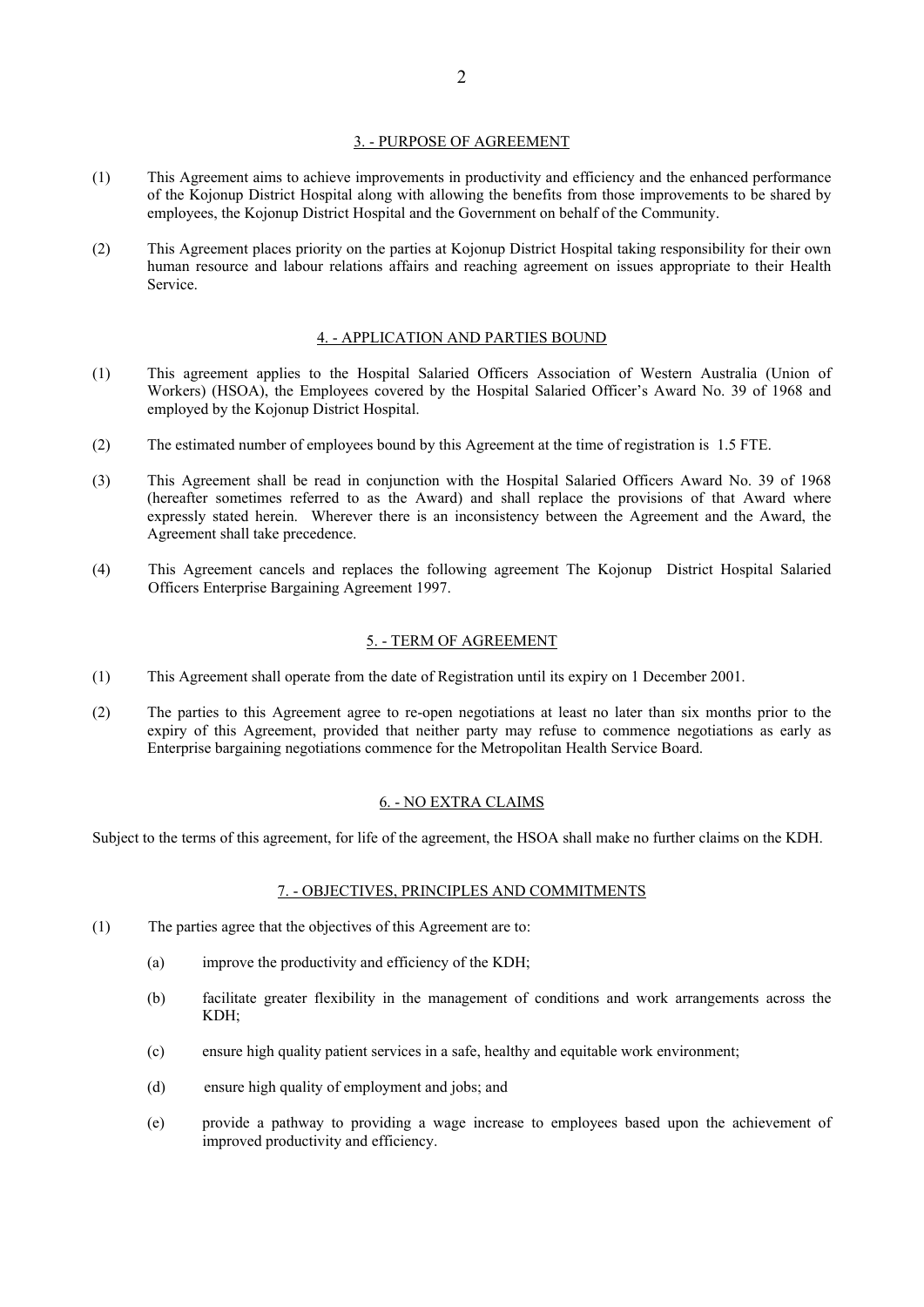## 3. - PURPOSE OF AGREEMENT

(1) This Agreement aims to achieve improvements in productivity and efficiency and the enhanced performance of the Kojonup District Hospital along with allowing the benefits from those improvements to be shared by employees, the Kojonup District Hospital and the Government on behalf of the Community.

(2) This Agreement places priority on the parties at Kojonup District Hospital taking responsibility for their own human resource and labour relations affairs and reaching agreement on issues appropriate to their Health Service.

## 4. - APPLICATION AND PARTIES BOUND

(1) This agreement applies to the Hospital Salaried Officers Association of Western Australia (Union of Workers) (HSOA), the Employees covered by the Hospital Salaried Officer's Award No. 39 of 1968 and employed by the Kojonup District Hospital.

(2) The estimated number of employees bound by this Agreement at the time of registration is 1.5 FTE.

(3) This Agreement shall be read in conjunction with the Hospital Salaried Officers Award No. 39 of 1968 (hereafter sometimes referred to as the Award) and shall replace the provisions of that Award where expressly stated herein. Wherever there is an inconsistency between the Agreement and the Award, the Agreement shall take precedence.

(4) This Agreement cancels and replaces the following agreement The Kojonup District Hospital Salaried Officers Enterprise Bargaining Agreement 1997.

## 5. - TERM OF AGREEMENT

(1) This Agreement shall operate from the date of Registration until its expiry on 1 December 2001.

(2) The parties to this Agreement agree to re-open negotiations at least no later than six months prior to the expiry of this Agreement, provided that neither party may refuse to commence negotiations as early as Enterprise bargaining negotiations commence for the Metropolitan Health Service Board.

## 6. - NO EXTRA CLAIMS

Subject to the terms of this agreement, for life of the agreement, the HSOA shall make no further claims on the KDH.

## 7. - OBJECTIVES, PRINCIPLES AND COMMITMENTS

(1) The parties agree that the objectives of this Agreement are to:

(a) improve the productivity and efficiency of the KDH;

(b) facilitate greater flexibility in the management of conditions and work arrangements across the KDH;

(c) ensure high quality patient services in a safe, healthy and equitable work environment;

(d) ensure high quality of employment and jobs; and

(e) provide a pathway to providing a wage increase to employees based upon the achievement of improved productivity and efficiency.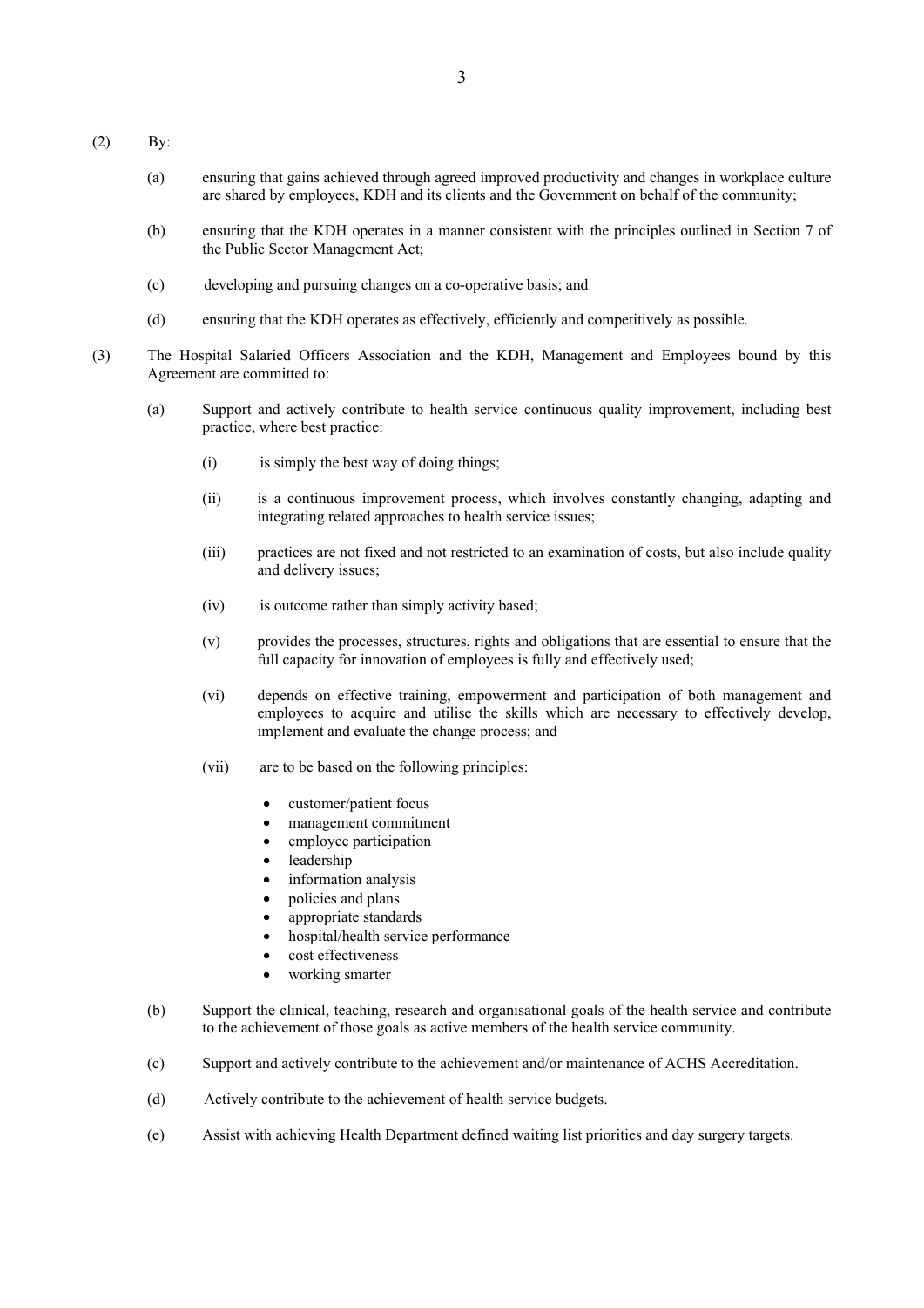(2) By:

(a) ensuring that gains achieved through agreed improved productivity and changes in workplace culture are shared by employees, KDH and its clients and the Government on behalf of the community;

(b) ensuring that the KDH operates in a manner consistent with the principles outlined in Section 7 of the Public Sector Management Act;

(c) developing and pursuing changes on a co-operative basis; and

(d) ensuring that the KDH operates as effectively, efficiently and competitively as possible.

(3) The Hospital Salaried Officers Association and the KDH, Management and Employees bound by this Agreement are committed to:

(a) Support and actively contribute to health service continuous quality improvement, including best practice, where best practice:

  (i) is simply the best way of doing things;

  (ii) is a continuous improvement process, which involves constantly changing, adapting and integrating related approaches to health service issues;

  (iii) practices are not fixed and not restricted to an examination of costs, but also include quality and delivery issues;

  (iv) is outcome rather than simply activity based;

  (v) provides the processes, structures, rights and obligations that are essential to ensure that the full capacity for innovation of employees is fully and effectively used;

  (vi) depends on effective training, empowerment and participation of both management and employees to acquire and utilise the skills which are necessary to effectively develop, implement and evaluate the change process; and

  (vii) are to be based on the following principles:

  - customer/patient focus
  - management commitment
  - employee participation
  - leadership
  - information analysis
  - policies and plans
  - appropriate standards
  - hospital/health service performance
  - cost effectiveness
  - working smarter

(b) Support the clinical, teaching, research and organisational goals of the health service and contribute to the achievement of those goals as active members of the health service community.

(c) Support and actively contribute to the achievement and/or maintenance of ACHS Accreditation.

(d) Actively contribute to the achievement of health service budgets.

(e) Assist with achieving Health Department defined waiting list priorities and day surgery targets.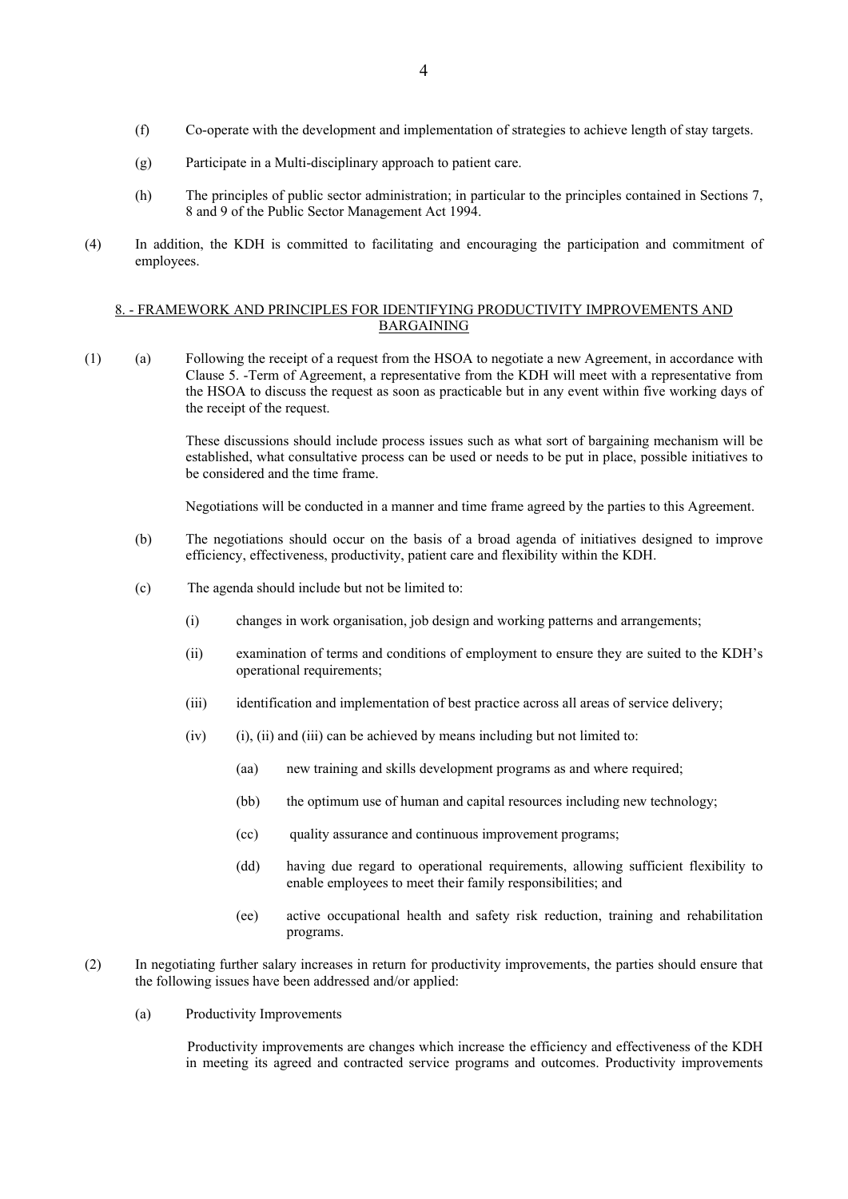(f) Co-operate with the development and implementation of strategies to achieve length of stay targets.

(g) Participate in a Multi-disciplinary approach to patient care.

(h) The principles of public sector administration; in particular to the principles contained in Sections 7, 8 and 9 of the Public Sector Management Act 1994.

(4) In addition, the KDH is committed to facilitating and encouraging the participation and commitment of employees.

## 8. - FRAMEWORK AND PRINCIPLES FOR IDENTIFYING PRODUCTIVITY IMPROVEMENTS AND BARGAINING

(1) (a) Following the receipt of a request from the HSOA to negotiate a new Agreement, in accordance with Clause 5. -Term of Agreement, a representative from the KDH will meet with a representative from the HSOA to discuss the request as soon as practicable but in any event within five working days of the receipt of the request.

These discussions should include process issues such as what sort of bargaining mechanism will be established, what consultative process can be used or needs to be put in place, possible initiatives to be considered and the time frame.

Negotiations will be conducted in a manner and time frame agreed by the parties to this Agreement.

(b) The negotiations should occur on the basis of a broad agenda of initiatives designed to improve efficiency, effectiveness, productivity, patient care and flexibility within the KDH.

(c) The agenda should include but not be limited to:

(i) changes in work organisation, job design and working patterns and arrangements;

(ii) examination of terms and conditions of employment to ensure they are suited to the KDH's operational requirements;

(iii) identification and implementation of best practice across all areas of service delivery;

(iv) (i), (ii) and (iii) can be achieved by means including but not limited to:

(aa) new training and skills development programs as and where required;

(bb) the optimum use of human and capital resources including new technology;

(cc) quality assurance and continuous improvement programs;

(dd) having due regard to operational requirements, allowing sufficient flexibility to enable employees to meet their family responsibilities; and

(ee) active occupational health and safety risk reduction, training and rehabilitation programs.

(2) In negotiating further salary increases in return for productivity improvements, the parties should ensure that the following issues have been addressed and/or applied:

(a) Productivity Improvements

Productivity improvements are changes which increase the efficiency and effectiveness of the KDH in meeting its agreed and contracted service programs and outcomes. Productivity improvements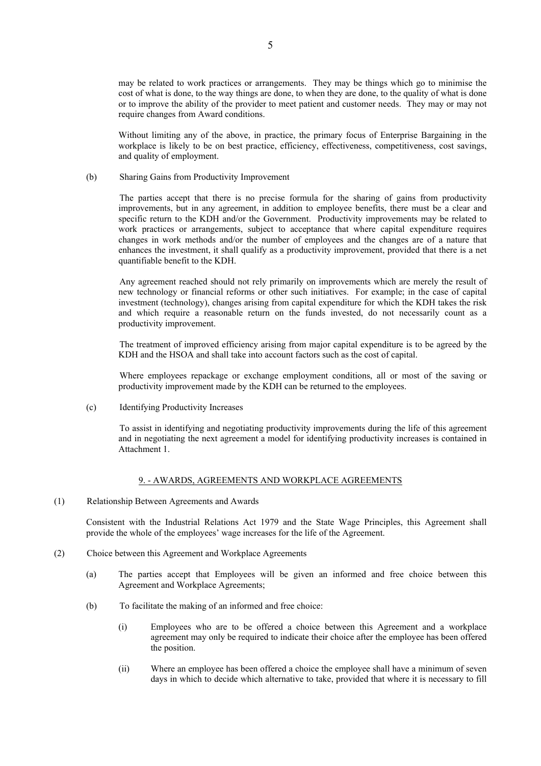may be related to work practices or arrangements. They may be things which go to minimise the cost of what is done, to the way things are done, to when they are done, to the quality of what is done or to improve the ability of the provider to meet patient and customer needs. They may or may not require changes from Award conditions.

Without limiting any of the above, in practice, the primary focus of Enterprise Bargaining in the workplace is likely to be on best practice, efficiency, effectiveness, competitiveness, cost savings, and quality of employment.

(b) Sharing Gains from Productivity Improvement

The parties accept that there is no precise formula for the sharing of gains from productivity improvements, but in any agreement, in addition to employee benefits, there must be a clear and specific return to the KDH and/or the Government. Productivity improvements may be related to work practices or arrangements, subject to acceptance that where capital expenditure requires changes in work methods and/or the number of employees and the changes are of a nature that enhances the investment, it shall qualify as a productivity improvement, provided that there is a net quantifiable benefit to the KDH.

Any agreement reached should not rely primarily on improvements which are merely the result of new technology or financial reforms or other such initiatives. For example; in the case of capital investment (technology), changes arising from capital expenditure for which the KDH takes the risk and which require a reasonable return on the funds invested, do not necessarily count as a productivity improvement.

The treatment of improved efficiency arising from major capital expenditure is to be agreed by the KDH and the HSOA and shall take into account factors such as the cost of capital.

Where employees repackage or exchange employment conditions, all or most of the saving or productivity improvement made by the KDH can be returned to the employees.

(c) Identifying Productivity Increases

To assist in identifying and negotiating productivity improvements during the life of this agreement and in negotiating the next agreement a model for identifying productivity increases is contained in Attachment 1.

## 9. - AWARDS, AGREEMENTS AND WORKPLACE AGREEMENTS

(1) Relationship Between Agreements and Awards

Consistent with the Industrial Relations Act 1979 and the State Wage Principles, this Agreement shall provide the whole of the employees' wage increases for the life of the Agreement.

(2) Choice between this Agreement and Workplace Agreements

(a) The parties accept that Employees will be given an informed and free choice between this Agreement and Workplace Agreements;

(b) To facilitate the making of an informed and free choice:

(i) Employees who are to be offered a choice between this Agreement and a workplace agreement may only be required to indicate their choice after the employee has been offered the position.

(ii) Where an employee has been offered a choice the employee shall have a minimum of seven days in which to decide which alternative to take, provided that where it is necessary to fill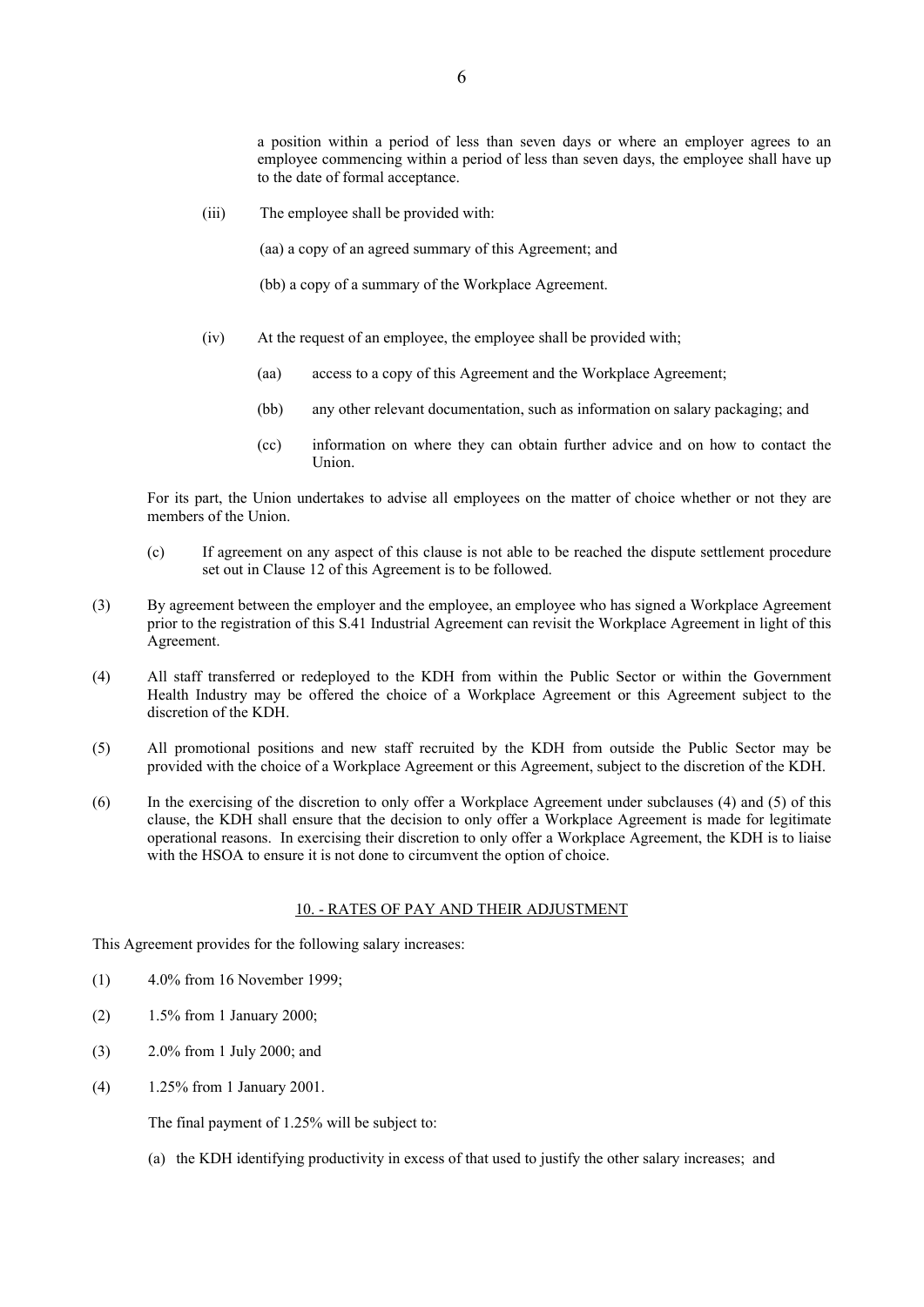a position within a period of less than seven days or where an employer agrees to an employee commencing within a period of less than seven days, the employee shall have up to the date of formal acceptance.

(iii) The employee shall be provided with:

(aa) a copy of an agreed summary of this Agreement; and

(bb) a copy of a summary of the Workplace Agreement.

(iv) At the request of an employee, the employee shall be provided with;

(aa) access to a copy of this Agreement and the Workplace Agreement;

(bb) any other relevant documentation, such as information on salary packaging; and

(cc) information on where they can obtain further advice and on how to contact the Union.

For its part, the Union undertakes to advise all employees on the matter of choice whether or not they are members of the Union.

(c) If agreement on any aspect of this clause is not able to be reached the dispute settlement procedure set out in Clause 12 of this Agreement is to be followed.

(3) By agreement between the employer and the employee, an employee who has signed a Workplace Agreement prior to the registration of this S.41 Industrial Agreement can revisit the Workplace Agreement in light of this Agreement.

(4) All staff transferred or redeployed to the KDH from within the Public Sector or within the Government Health Industry may be offered the choice of a Workplace Agreement or this Agreement subject to the discretion of the KDH.

(5) All promotional positions and new staff recruited by the KDH from outside the Public Sector may be provided with the choice of a Workplace Agreement or this Agreement, subject to the discretion of the KDH.

(6) In the exercising of the discretion to only offer a Workplace Agreement under subclauses (4) and (5) of this clause, the KDH shall ensure that the decision to only offer a Workplace Agreement is made for legitimate operational reasons. In exercising their discretion to only offer a Workplace Agreement, the KDH is to liaise with the HSOA to ensure it is not done to circumvent the option of choice.

## 10. - RATES OF PAY AND THEIR ADJUSTMENT

This Agreement provides for the following salary increases:

(1) 4.0% from 16 November 1999;

(2) 1.5% from 1 January 2000;

(3) 2.0% from 1 July 2000; and

(4) 1.25% from 1 January 2001.

The final payment of 1.25% will be subject to:

(a) the KDH identifying productivity in excess of that used to justify the other salary increases; and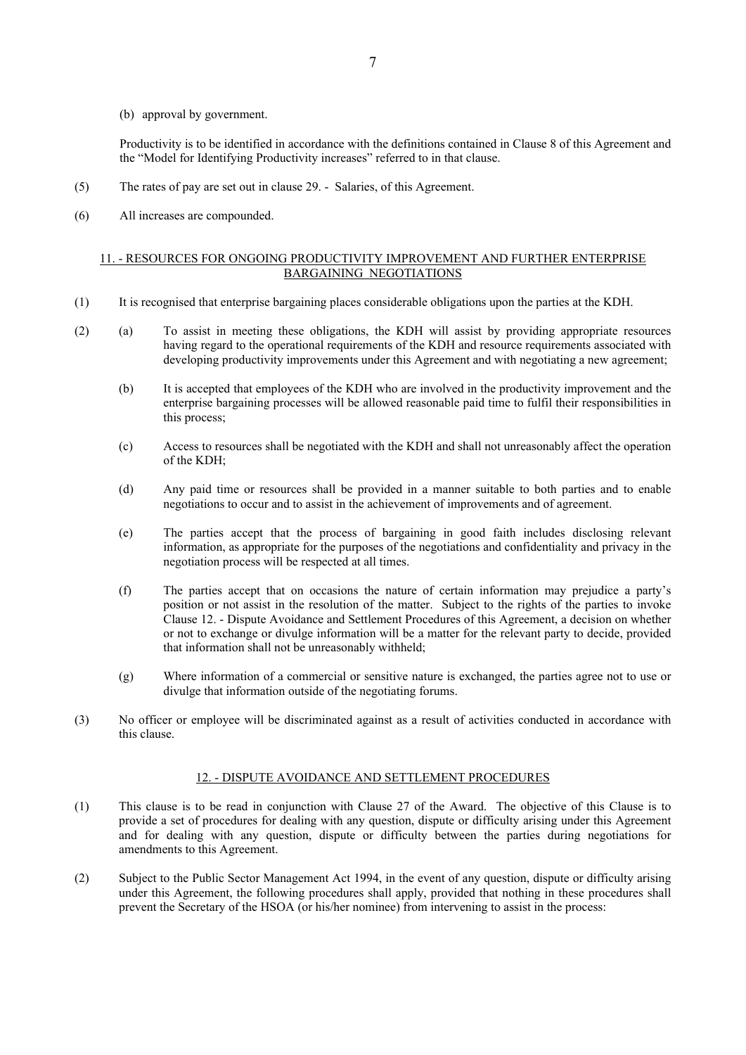(b) approval by government.

Productivity is to be identified in accordance with the definitions contained in Clause 8 of this Agreement and the "Model for Identifying Productivity increases" referred to in that clause.

(5) The rates of pay are set out in clause 29. - Salaries, of this Agreement.

(6) All increases are compounded.

## 11. - RESOURCES FOR ONGOING PRODUCTIVITY IMPROVEMENT AND FURTHER ENTERPRISE BARGAINING NEGOTIATIONS

(1) It is recognised that enterprise bargaining places considerable obligations upon the parties at the KDH.

(2) (a) To assist in meeting these obligations, the KDH will assist by providing appropriate resources having regard to the operational requirements of the KDH and resource requirements associated with developing productivity improvements under this Agreement and with negotiating a new agreement;

(b) It is accepted that employees of the KDH who are involved in the productivity improvement and the enterprise bargaining processes will be allowed reasonable paid time to fulfil their responsibilities in this process;

(c) Access to resources shall be negotiated with the KDH and shall not unreasonably affect the operation of the KDH;

(d) Any paid time or resources shall be provided in a manner suitable to both parties and to enable negotiations to occur and to assist in the achievement of improvements and of agreement.

(e) The parties accept that the process of bargaining in good faith includes disclosing relevant information, as appropriate for the purposes of the negotiations and confidentiality and privacy in the negotiation process will be respected at all times.

(f) The parties accept that on occasions the nature of certain information may prejudice a party's position or not assist in the resolution of the matter. Subject to the rights of the parties to invoke Clause 12. - Dispute Avoidance and Settlement Procedures of this Agreement, a decision on whether or not to exchange or divulge information will be a matter for the relevant party to decide, provided that information shall not be unreasonably withheld;

(g) Where information of a commercial or sensitive nature is exchanged, the parties agree not to use or divulge that information outside of the negotiating forums.

(3) No officer or employee will be discriminated against as a result of activities conducted in accordance with this clause.

## 12. - DISPUTE AVOIDANCE AND SETTLEMENT PROCEDURES

(1) This clause is to be read in conjunction with Clause 27 of the Award. The objective of this Clause is to provide a set of procedures for dealing with any question, dispute or difficulty arising under this Agreement and for dealing with any question, dispute or difficulty between the parties during negotiations for amendments to this Agreement.

(2) Subject to the Public Sector Management Act 1994, in the event of any question, dispute or difficulty arising under this Agreement, the following procedures shall apply, provided that nothing in these procedures shall prevent the Secretary of the HSOA (or his/her nominee) from intervening to assist in the process: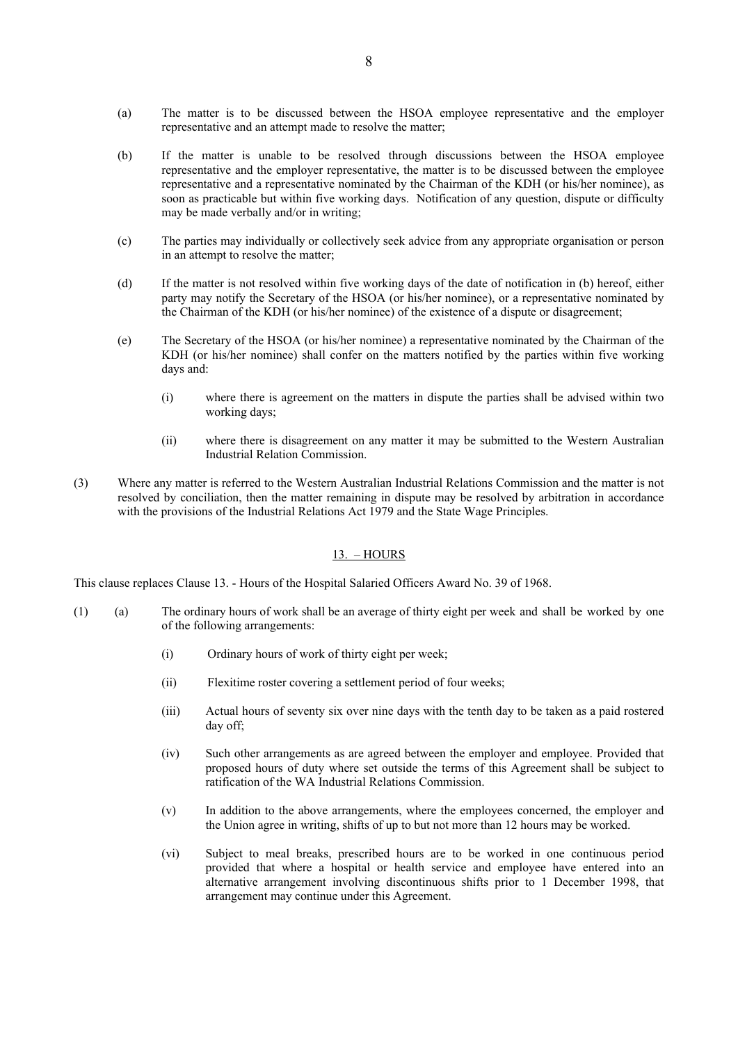(a) The matter is to be discussed between the HSOA employee representative and the employer representative and an attempt made to resolve the matter;

(b) If the matter is unable to be resolved through discussions between the HSOA employee representative and the employer representative, the matter is to be discussed between the employee representative and a representative nominated by the Chairman of the KDH (or his/her nominee), as soon as practicable but within five working days. Notification of any question, dispute or difficulty may be made verbally and/or in writing;

(c) The parties may individually or collectively seek advice from any appropriate organisation or person in an attempt to resolve the matter;

(d) If the matter is not resolved within five working days of the date of notification in (b) hereof, either party may notify the Secretary of the HSOA (or his/her nominee), or a representative nominated by the Chairman of the KDH (or his/her nominee) of the existence of a dispute or disagreement;

(e) The Secretary of the HSOA (or his/her nominee) a representative nominated by the Chairman of the KDH (or his/her nominee) shall confer on the matters notified by the parties within five working days and:

 (i) where there is agreement on the matters in dispute the parties shall be advised within two working days;

 (ii) where there is disagreement on any matter it may be submitted to the Western Australian Industrial Relation Commission.

(3) Where any matter is referred to the Western Australian Industrial Relations Commission and the matter is not resolved by conciliation, then the matter remaining in dispute may be resolved by arbitration in accordance with the provisions of the Industrial Relations Act 1979 and the State Wage Principles.

## 13. – HOURS

This clause replaces Clause 13. - Hours of the Hospital Salaried Officers Award No. 39 of 1968.

(1) (a) The ordinary hours of work shall be an average of thirty eight per week and shall be worked by one of the following arrangements:

 (i) Ordinary hours of work of thirty eight per week;

 (ii) Flexitime roster covering a settlement period of four weeks;

 (iii) Actual hours of seventy six over nine days with the tenth day to be taken as a paid rostered day off;

 (iv) Such other arrangements as are agreed between the employer and employee. Provided that proposed hours of duty where set outside the terms of this Agreement shall be subject to ratification of the WA Industrial Relations Commission.

 (v) In addition to the above arrangements, where the employees concerned, the employer and the Union agree in writing, shifts of up to but not more than 12 hours may be worked.

 (vi) Subject to meal breaks, prescribed hours are to be worked in one continuous period provided that where a hospital or health service and employee have entered into an alternative arrangement involving discontinuous shifts prior to 1 December 1998, that arrangement may continue under this Agreement.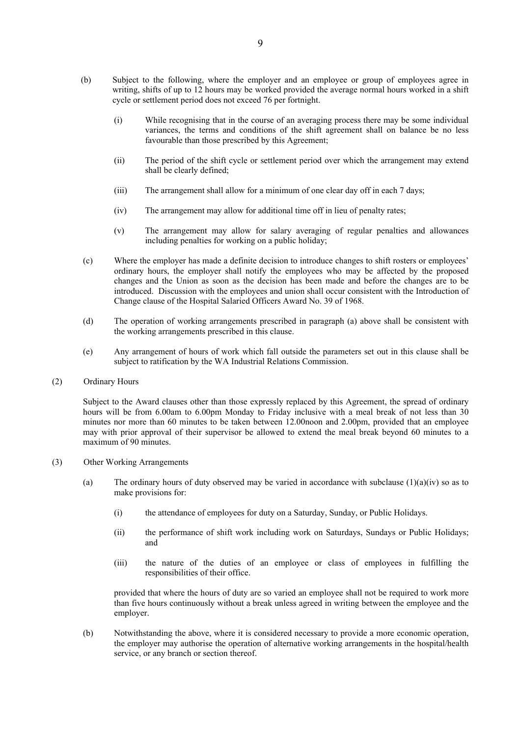(b) Subject to the following, where the employer and an employee or group of employees agree in writing, shifts of up to 12 hours may be worked provided the average normal hours worked in a shift cycle or settlement period does not exceed 76 per fortnight.

   (i) While recognising that in the course of an averaging process there may be some individual variances, the terms and conditions of the shift agreement shall on balance be no less favourable than those prescribed by this Agreement;

   (ii) The period of the shift cycle or settlement period over which the arrangement may extend shall be clearly defined;

   (iii) The arrangement shall allow for a minimum of one clear day off in each 7 days;

   (iv) The arrangement may allow for additional time off in lieu of penalty rates;

   (v) The arrangement may allow for salary averaging of regular penalties and allowances including penalties for working on a public holiday;

(c) Where the employer has made a definite decision to introduce changes to shift rosters or employees' ordinary hours, the employer shall notify the employees who may be affected by the proposed changes and the Union as soon as the decision has been made and before the changes are to be introduced. Discussion with the employees and union shall occur consistent with the Introduction of Change clause of the Hospital Salaried Officers Award No. 39 of 1968.

(d) The operation of working arrangements prescribed in paragraph (a) above shall be consistent with the working arrangements prescribed in this clause.

(e) Any arrangement of hours of work which fall outside the parameters set out in this clause shall be subject to ratification by the WA Industrial Relations Commission.

(2) Ordinary Hours

Subject to the Award clauses other than those expressly replaced by this Agreement, the spread of ordinary hours will be from 6.00am to 6.00pm Monday to Friday inclusive with a meal break of not less than 30 minutes nor more than 60 minutes to be taken between 12.00noon and 2.00pm, provided that an employee may with prior approval of their supervisor be allowed to extend the meal break beyond 60 minutes to a maximum of 90 minutes.

(3) Other Working Arrangements

(a) The ordinary hours of duty observed may be varied in accordance with subclause (1)(a)(iv) so as to make provisions for:

   (i) the attendance of employees for duty on a Saturday, Sunday, or Public Holidays.

   (ii) the performance of shift work including work on Saturdays, Sundays or Public Holidays; and

   (iii) the nature of the duties of an employee or class of employees in fulfilling the responsibilities of their office.

provided that where the hours of duty are so varied an employee shall not be required to work more than five hours continuously without a break unless agreed in writing between the employee and the employer.

(b) Notwithstanding the above, where it is considered necessary to provide a more economic operation, the employer may authorise the operation of alternative working arrangements in the hospital/health service, or any branch or section thereof.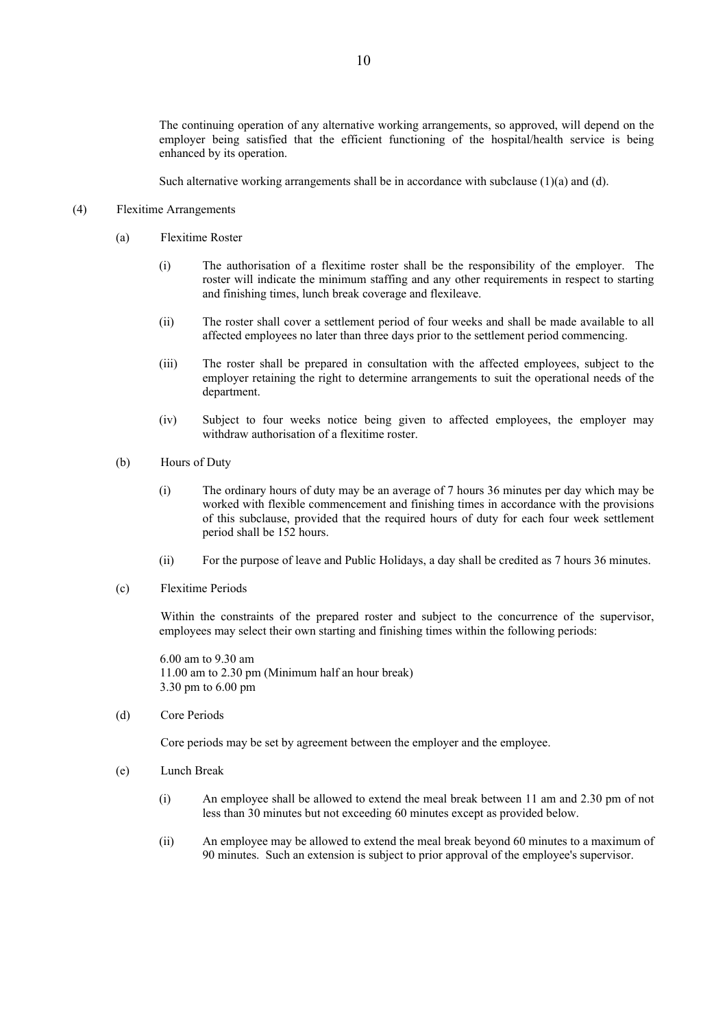The continuing operation of any alternative working arrangements, so approved, will depend on the employer being satisfied that the efficient functioning of the hospital/health service is being enhanced by its operation.

Such alternative working arrangements shall be in accordance with subclause (1)(a) and (d).

(4) Flexitime Arrangements

(a) Flexitime Roster

(i) The authorisation of a flexitime roster shall be the responsibility of the employer. The roster will indicate the minimum staffing and any other requirements in respect to starting and finishing times, lunch break coverage and flexileave.

(ii) The roster shall cover a settlement period of four weeks and shall be made available to all affected employees no later than three days prior to the settlement period commencing.

(iii) The roster shall be prepared in consultation with the affected employees, subject to the employer retaining the right to determine arrangements to suit the operational needs of the department.

(iv) Subject to four weeks notice being given to affected employees, the employer may withdraw authorisation of a flexitime roster.

(b) Hours of Duty

(i) The ordinary hours of duty may be an average of 7 hours 36 minutes per day which may be worked with flexible commencement and finishing times in accordance with the provisions of this subclause, provided that the required hours of duty for each four week settlement period shall be 152 hours.

(ii) For the purpose of leave and Public Holidays, a day shall be credited as 7 hours 36 minutes.

(c) Flexitime Periods

Within the constraints of the prepared roster and subject to the concurrence of the supervisor, employees may select their own starting and finishing times within the following periods:

6.00 am to 9.30 am
11.00 am to 2.30 pm (Minimum half an hour break)
3.30 pm to 6.00 pm

(d) Core Periods

Core periods may be set by agreement between the employer and the employee.

(e) Lunch Break

(i) An employee shall be allowed to extend the meal break between 11 am and 2.30 pm of not less than 30 minutes but not exceeding 60 minutes except as provided below.

(ii) An employee may be allowed to extend the meal break beyond 60 minutes to a maximum of 90 minutes. Such an extension is subject to prior approval of the employee's supervisor.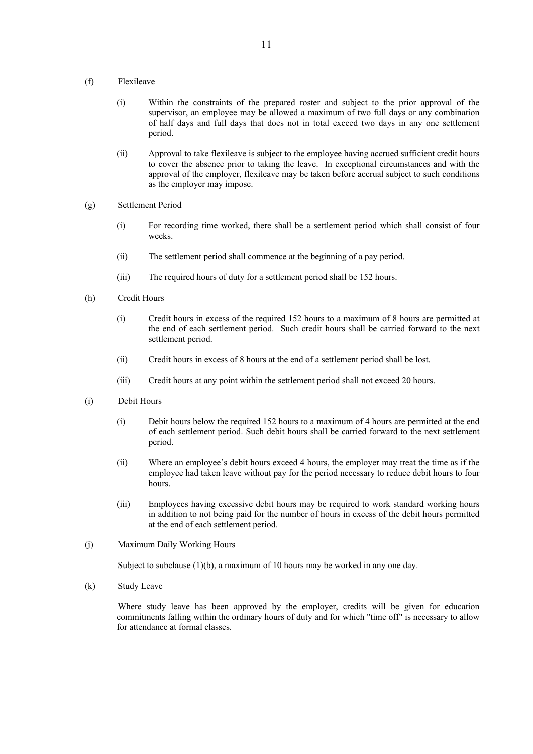(f) Flexileave

(i) Within the constraints of the prepared roster and subject to the prior approval of the supervisor, an employee may be allowed a maximum of two full days or any combination of half days and full days that does not in total exceed two days in any one settlement period.

(ii) Approval to take flexileave is subject to the employee having accrued sufficient credit hours to cover the absence prior to taking the leave. In exceptional circumstances and with the approval of the employer, flexileave may be taken before accrual subject to such conditions as the employer may impose.

(g) Settlement Period

(i) For recording time worked, there shall be a settlement period which shall consist of four weeks.

(ii) The settlement period shall commence at the beginning of a pay period.

(iii) The required hours of duty for a settlement period shall be 152 hours.

(h) Credit Hours

(i) Credit hours in excess of the required 152 hours to a maximum of 8 hours are permitted at the end of each settlement period. Such credit hours shall be carried forward to the next settlement period.

(ii) Credit hours in excess of 8 hours at the end of a settlement period shall be lost.

(iii) Credit hours at any point within the settlement period shall not exceed 20 hours.

(i) Debit Hours

(i) Debit hours below the required 152 hours to a maximum of 4 hours are permitted at the end of each settlement period. Such debit hours shall be carried forward to the next settlement period.

(ii) Where an employee's debit hours exceed 4 hours, the employer may treat the time as if the employee had taken leave without pay for the period necessary to reduce debit hours to four hours.

(iii) Employees having excessive debit hours may be required to work standard working hours in addition to not being paid for the number of hours in excess of the debit hours permitted at the end of each settlement period.

(j) Maximum Daily Working Hours

Subject to subclause (1)(b), a maximum of 10 hours may be worked in any one day.

(k) Study Leave

Where study leave has been approved by the employer, credits will be given for education commitments falling within the ordinary hours of duty and for which "time off" is necessary to allow for attendance at formal classes.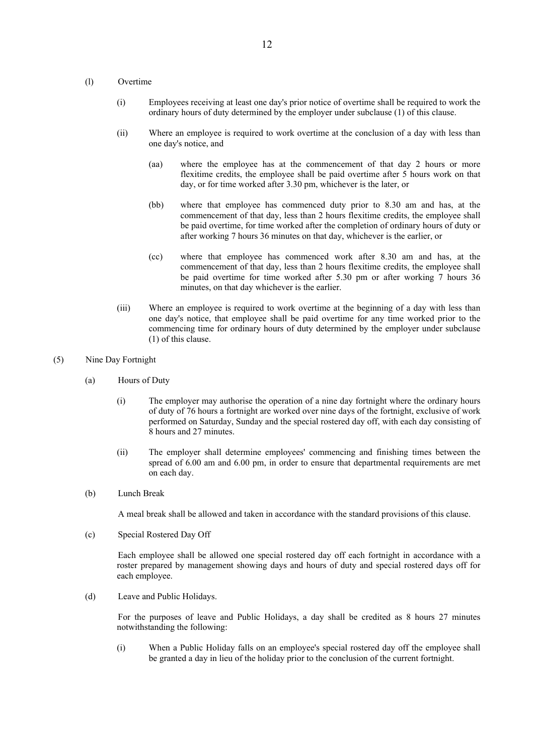(l) Overtime

(i) Employees receiving at least one day's prior notice of overtime shall be required to work the ordinary hours of duty determined by the employer under subclause (1) of this clause.

(ii) Where an employee is required to work overtime at the conclusion of a day with less than one day's notice, and

(aa) where the employee has at the commencement of that day 2 hours or more flexitime credits, the employee shall be paid overtime after 5 hours work on that day, or for time worked after 3.30 pm, whichever is the later, or

(bb) where that employee has commenced duty prior to 8.30 am and has, at the commencement of that day, less than 2 hours flexitime credits, the employee shall be paid overtime, for time worked after the completion of ordinary hours of duty or after working 7 hours 36 minutes on that day, whichever is the earlier, or

(cc) where that employee has commenced work after 8.30 am and has, at the commencement of that day, less than 2 hours flexitime credits, the employee shall be paid overtime for time worked after 5.30 pm or after working 7 hours 36 minutes, on that day whichever is the earlier.

(iii) Where an employee is required to work overtime at the beginning of a day with less than one day's notice, that employee shall be paid overtime for any time worked prior to the commencing time for ordinary hours of duty determined by the employer under subclause (1) of this clause.

(5) Nine Day Fortnight

(a) Hours of Duty

(i) The employer may authorise the operation of a nine day fortnight where the ordinary hours of duty of 76 hours a fortnight are worked over nine days of the fortnight, exclusive of work performed on Saturday, Sunday and the special rostered day off, with each day consisting of 8 hours and 27 minutes.

(ii) The employer shall determine employees' commencing and finishing times between the spread of 6.00 am and 6.00 pm, in order to ensure that departmental requirements are met on each day.

(b) Lunch Break

A meal break shall be allowed and taken in accordance with the standard provisions of this clause.

(c) Special Rostered Day Off

Each employee shall be allowed one special rostered day off each fortnight in accordance with a roster prepared by management showing days and hours of duty and special rostered days off for each employee.

(d) Leave and Public Holidays.

For the purposes of leave and Public Holidays, a day shall be credited as 8 hours 27 minutes notwithstanding the following:

(i) When a Public Holiday falls on an employee's special rostered day off the employee shall be granted a day in lieu of the holiday prior to the conclusion of the current fortnight.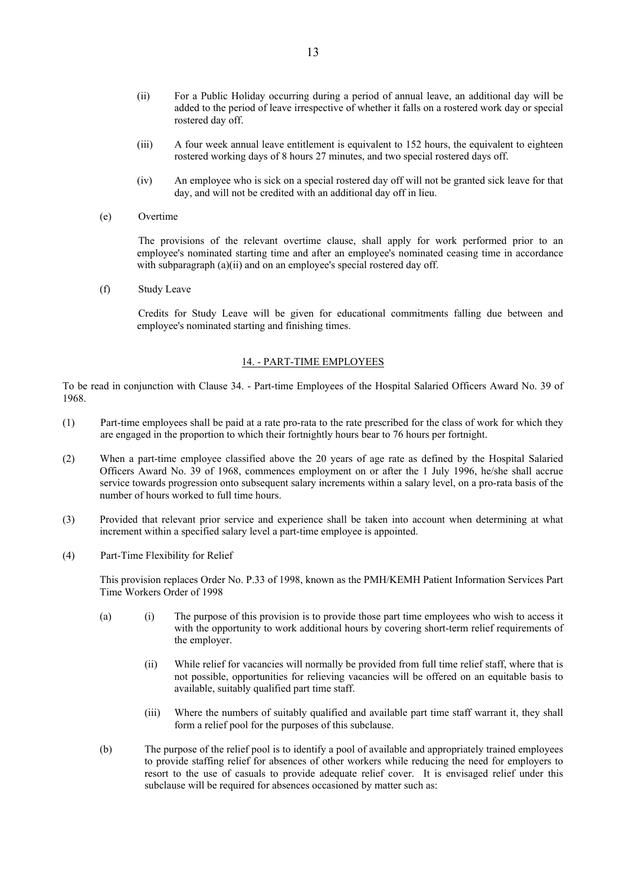(ii) For a Public Holiday occurring during a period of annual leave, an additional day will be added to the period of leave irrespective of whether it falls on a rostered work day or special rostered day off.

(iii) A four week annual leave entitlement is equivalent to 152 hours, the equivalent to eighteen rostered working days of 8 hours 27 minutes, and two special rostered days off.

(iv) An employee who is sick on a special rostered day off will not be granted sick leave for that day, and will not be credited with an additional day off in lieu.

(e) Overtime

The provisions of the relevant overtime clause, shall apply for work performed prior to an employee's nominated starting time and after an employee's nominated ceasing time in accordance with subparagraph (a)(ii) and on an employee's special rostered day off.

(f) Study Leave

Credits for Study Leave will be given for educational commitments falling due between and employee's nominated starting and finishing times.

## 14. - PART-TIME EMPLOYEES

To be read in conjunction with Clause 34. - Part-time Employees of the Hospital Salaried Officers Award No. 39 of 1968.

(1) Part-time employees shall be paid at a rate pro-rata to the rate prescribed for the class of work for which they are engaged in the proportion to which their fortnightly hours bear to 76 hours per fortnight.

(2) When a part-time employee classified above the 20 years of age rate as defined by the Hospital Salaried Officers Award No. 39 of 1968, commences employment on or after the 1 July 1996, he/she shall accrue service towards progression onto subsequent salary increments within a salary level, on a pro-rata basis of the number of hours worked to full time hours.

(3) Provided that relevant prior service and experience shall be taken into account when determining at what increment within a specified salary level a part-time employee is appointed.

(4) Part-Time Flexibility for Relief

This provision replaces Order No. P.33 of 1998, known as the PMH/KEMH Patient Information Services Part Time Workers Order of 1998

(a) (i) The purpose of this provision is to provide those part time employees who wish to access it with the opportunity to work additional hours by covering short-term relief requirements of the employer.

(ii) While relief for vacancies will normally be provided from full time relief staff, where that is not possible, opportunities for relieving vacancies will be offered on an equitable basis to available, suitably qualified part time staff.

(iii) Where the numbers of suitably qualified and available part time staff warrant it, they shall form a relief pool for the purposes of this subclause.

(b) The purpose of the relief pool is to identify a pool of available and appropriately trained employees to provide staffing relief for absences of other workers while reducing the need for employers to resort to the use of casuals to provide adequate relief cover. It is envisaged relief under this subclause will be required for absences occasioned by matter such as: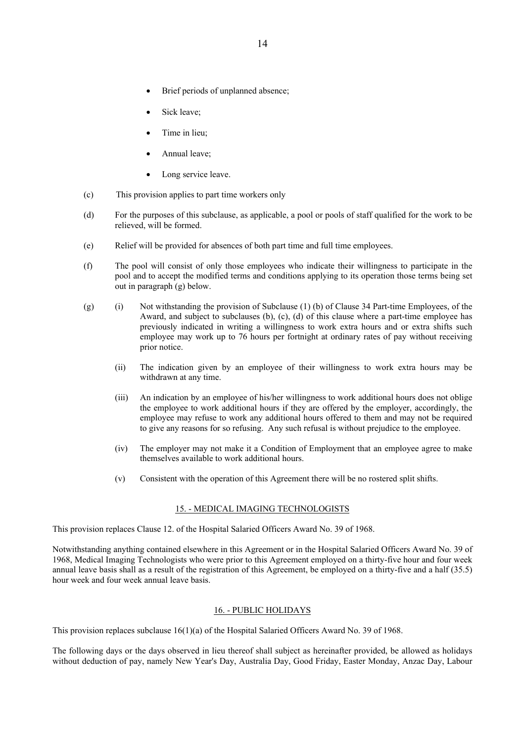- Brief periods of unplanned absence;
- Sick leave;
- Time in lieu;
- Annual leave;
- Long service leave.

(c) This provision applies to part time workers only

(d) For the purposes of this subclause, as applicable, a pool or pools of staff qualified for the work to be relieved, will be formed.

(e) Relief will be provided for absences of both part time and full time employees.

(f) The pool will consist of only those employees who indicate their willingness to participate in the pool and to accept the modified terms and conditions applying to its operation those terms being set out in paragraph (g) below.

(g) (i) Not withstanding the provision of Subclause (1) (b) of Clause 34 Part-time Employees, of the Award, and subject to subclauses (b), (c), (d) of this clause where a part-time employee has previously indicated in writing a willingness to work extra hours and or extra shifts such employee may work up to 76 hours per fortnight at ordinary rates of pay without receiving prior notice.

(ii) The indication given by an employee of their willingness to work extra hours may be withdrawn at any time.

(iii) An indication by an employee of his/her willingness to work additional hours does not oblige the employee to work additional hours if they are offered by the employer, accordingly, the employee may refuse to work any additional hours offered to them and may not be required to give any reasons for so refusing. Any such refusal is without prejudice to the employee.

(iv) The employer may not make it a Condition of Employment that an employee agree to make themselves available to work additional hours.

(v) Consistent with the operation of this Agreement there will be no rostered split shifts.

## 15. - MEDICAL IMAGING TECHNOLOGISTS

This provision replaces Clause 12. of the Hospital Salaried Officers Award No. 39 of 1968.

Notwithstanding anything contained elsewhere in this Agreement or in the Hospital Salaried Officers Award No. 39 of 1968, Medical Imaging Technologists who were prior to this Agreement employed on a thirty-five hour and four week annual leave basis shall as a result of the registration of this Agreement, be employed on a thirty-five and a half (35.5) hour week and four week annual leave basis.

## 16. - PUBLIC HOLIDAYS

This provision replaces subclause 16(1)(a) of the Hospital Salaried Officers Award No. 39 of 1968.

The following days or the days observed in lieu thereof shall subject as hereinafter provided, be allowed as holidays without deduction of pay, namely New Year's Day, Australia Day, Good Friday, Easter Monday, Anzac Day, Labour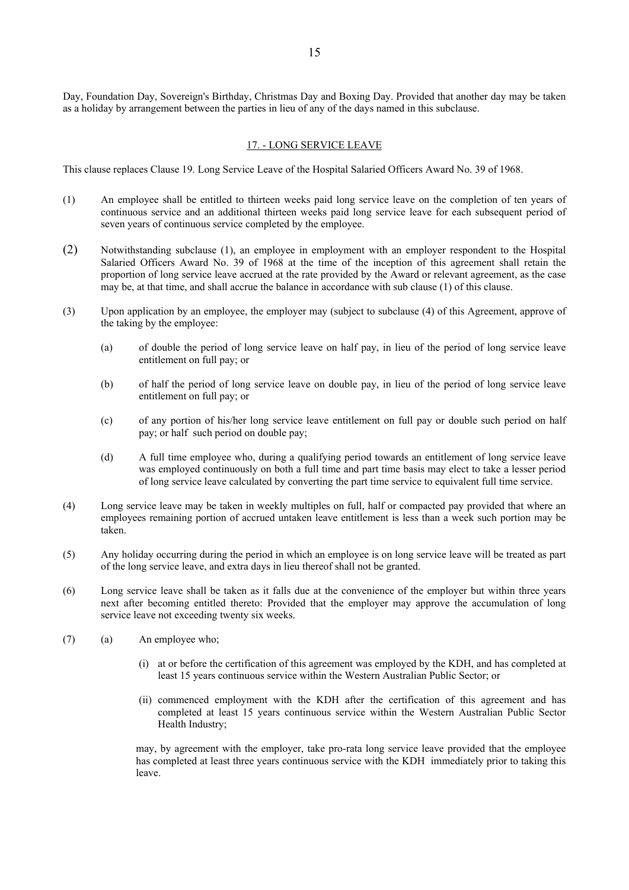Day, Foundation Day, Sovereign's Birthday, Christmas Day and Boxing Day. Provided that another day may be taken as a holiday by arrangement between the parties in lieu of any of the days named in this subclause.

## 17. - LONG SERVICE LEAVE

This clause replaces Clause 19. Long Service Leave of the Hospital Salaried Officers Award No. 39 of 1968.

(1) An employee shall be entitled to thirteen weeks paid long service leave on the completion of ten years of continuous service and an additional thirteen weeks paid long service leave for each subsequent period of seven years of continuous service completed by the employee.

(2) Notwithstanding subclause (1), an employee in employment with an employer respondent to the Hospital Salaried Officers Award No. 39 of 1968 at the time of the inception of this agreement shall retain the proportion of long service leave accrued at the rate provided by the Award or relevant agreement, as the case may be, at that time, and shall accrue the balance in accordance with sub clause (1) of this clause.

(3) Upon application by an employee, the employer may (subject to subclause (4) of this Agreement, approve of the taking by the employee:

 (a) of double the period of long service leave on half pay, in lieu of the period of long service leave entitlement on full pay; or

 (b) of half the period of long service leave on double pay, in lieu of the period of long service leave entitlement on full pay; or

 (c) of any portion of his/her long service leave entitlement on full pay or double such period on half pay; or half such period on double pay;

 (d) A full time employee who, during a qualifying period towards an entitlement of long service leave was employed continuously on both a full time and part time basis may elect to take a lesser period of long service leave calculated by converting the part time service to equivalent full time service.

(4) Long service leave may be taken in weekly multiples on full, half or compacted pay provided that where an employees remaining portion of accrued untaken leave entitlement is less than a week such portion may be taken.

(5) Any holiday occurring during the period in which an employee is on long service leave will be treated as part of the long service leave, and extra days in lieu thereof shall not be granted.

(6) Long service leave shall be taken as it falls due at the convenience of the employer but within three years next after becoming entitled thereto: Provided that the employer may approve the accumulation of long service leave not exceeding twenty six weeks.

(7) (a) An employee who;

 (i) at or before the certification of this agreement was employed by the KDH, and has completed at least 15 years continuous service within the Western Australian Public Sector; or

 (ii) commenced employment with the KDH after the certification of this agreement and has completed at least 15 years continuous service within the Western Australian Public Sector Health Industry;

 may, by agreement with the employer, take pro-rata long service leave provided that the employee has completed at least three years continuous service with the KDH immediately prior to taking this leave.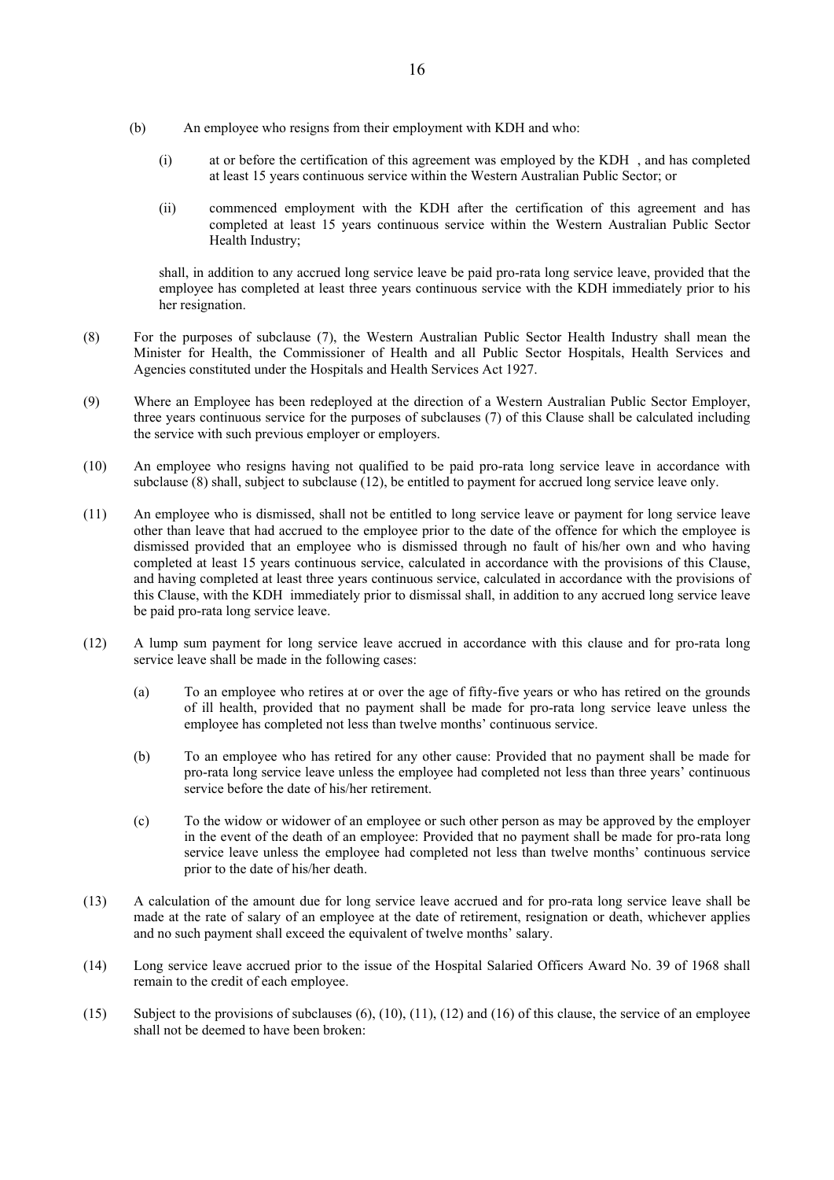(b) An employee who resigns from their employment with KDH and who:

(i) at or before the certification of this agreement was employed by the KDH , and has completed at least 15 years continuous service within the Western Australian Public Sector; or

(ii) commenced employment with the KDH after the certification of this agreement and has completed at least 15 years continuous service within the Western Australian Public Sector Health Industry;

shall, in addition to any accrued long service leave be paid pro-rata long service leave, provided that the employee has completed at least three years continuous service with the KDH immediately prior to his her resignation.

(8) For the purposes of subclause (7), the Western Australian Public Sector Health Industry shall mean the Minister for Health, the Commissioner of Health and all Public Sector Hospitals, Health Services and Agencies constituted under the Hospitals and Health Services Act 1927.

(9) Where an Employee has been redeployed at the direction of a Western Australian Public Sector Employer, three years continuous service for the purposes of subclauses (7) of this Clause shall be calculated including the service with such previous employer or employers.

(10) An employee who resigns having not qualified to be paid pro-rata long service leave in accordance with subclause (8) shall, subject to subclause (12), be entitled to payment for accrued long service leave only.

(11) An employee who is dismissed, shall not be entitled to long service leave or payment for long service leave other than leave that had accrued to the employee prior to the date of the offence for which the employee is dismissed provided that an employee who is dismissed through no fault of his/her own and who having completed at least 15 years continuous service, calculated in accordance with the provisions of this Clause, and having completed at least three years continuous service, calculated in accordance with the provisions of this Clause, with the KDH immediately prior to dismissal shall, in addition to any accrued long service leave be paid pro-rata long service leave.

(12) A lump sum payment for long service leave accrued in accordance with this clause and for pro-rata long service leave shall be made in the following cases:

(a) To an employee who retires at or over the age of fifty-five years or who has retired on the grounds of ill health, provided that no payment shall be made for pro-rata long service leave unless the employee has completed not less than twelve months' continuous service.

(b) To an employee who has retired for any other cause: Provided that no payment shall be made for pro-rata long service leave unless the employee had completed not less than three years' continuous service before the date of his/her retirement.

(c) To the widow or widower of an employee or such other person as may be approved by the employer in the event of the death of an employee: Provided that no payment shall be made for pro-rata long service leave unless the employee had completed not less than twelve months' continuous service prior to the date of his/her death.

(13) A calculation of the amount due for long service leave accrued and for pro-rata long service leave shall be made at the rate of salary of an employee at the date of retirement, resignation or death, whichever applies and no such payment shall exceed the equivalent of twelve months' salary.

(14) Long service leave accrued prior to the issue of the Hospital Salaried Officers Award No. 39 of 1968 shall remain to the credit of each employee.

(15) Subject to the provisions of subclauses (6), (10), (11), (12) and (16) of this clause, the service of an employee shall not be deemed to have been broken: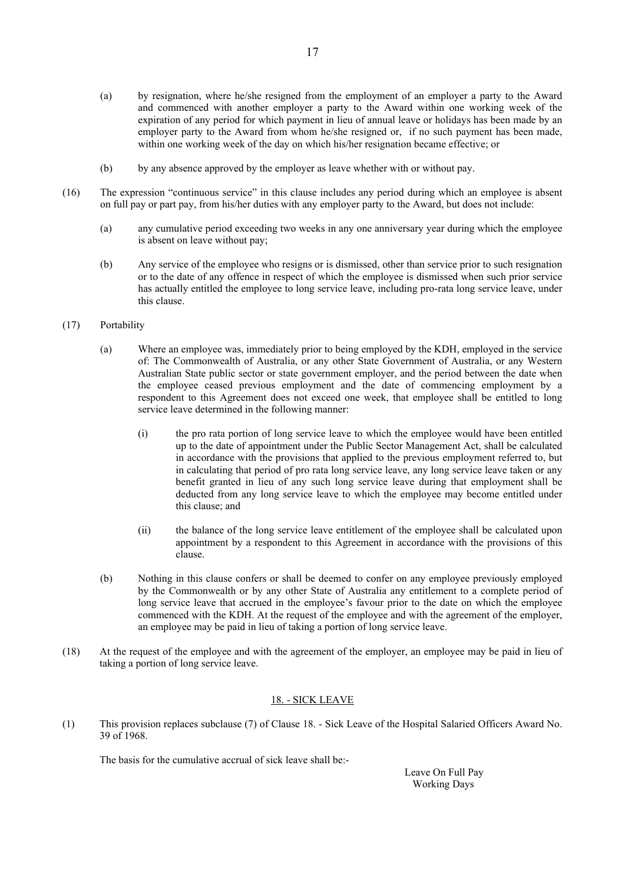(a) by resignation, where he/she resigned from the employment of an employer a party to the Award and commenced with another employer a party to the Award within one working week of the expiration of any period for which payment in lieu of annual leave or holidays has been made by an employer party to the Award from whom he/she resigned or, if no such payment has been made, within one working week of the day on which his/her resignation became effective; or

(b) by any absence approved by the employer as leave whether with or without pay.

(16) The expression "continuous service" in this clause includes any period during which an employee is absent on full pay or part pay, from his/her duties with any employer party to the Award, but does not include:

(a) any cumulative period exceeding two weeks in any one anniversary year during which the employee is absent on leave without pay;

(b) Any service of the employee who resigns or is dismissed, other than service prior to such resignation or to the date of any offence in respect of which the employee is dismissed when such prior service has actually entitled the employee to long service leave, including pro-rata long service leave, under this clause.

(17) Portability

(a) Where an employee was, immediately prior to being employed by the KDH, employed in the service of: The Commonwealth of Australia, or any other State Government of Australia, or any Western Australian State public sector or state government employer, and the period between the date when the employee ceased previous employment and the date of commencing employment by a respondent to this Agreement does not exceed one week, that employee shall be entitled to long service leave determined in the following manner:

(i) the pro rata portion of long service leave to which the employee would have been entitled up to the date of appointment under the Public Sector Management Act, shall be calculated in accordance with the provisions that applied to the previous employment referred to, but in calculating that period of pro rata long service leave, any long service leave taken or any benefit granted in lieu of any such long service leave during that employment shall be deducted from any long service leave to which the employee may become entitled under this clause; and

(ii) the balance of the long service leave entitlement of the employee shall be calculated upon appointment by a respondent to this Agreement in accordance with the provisions of this clause.

(b) Nothing in this clause confers or shall be deemed to confer on any employee previously employed by the Commonwealth or by any other State of Australia any entitlement to a complete period of long service leave that accrued in the employee's favour prior to the date on which the employee commenced with the KDH. At the request of the employee and with the agreement of the employer, an employee may be paid in lieu of taking a portion of long service leave.

(18) At the request of the employee and with the agreement of the employer, an employee may be paid in lieu of taking a portion of long service leave.

## 18. - SICK LEAVE

(1) This provision replaces subclause (7) of Clause 18. - Sick Leave of the Hospital Salaried Officers Award No. 39 of 1968.

The basis for the cumulative accrual of sick leave shall be:-

Leave On Full Pay
Working Days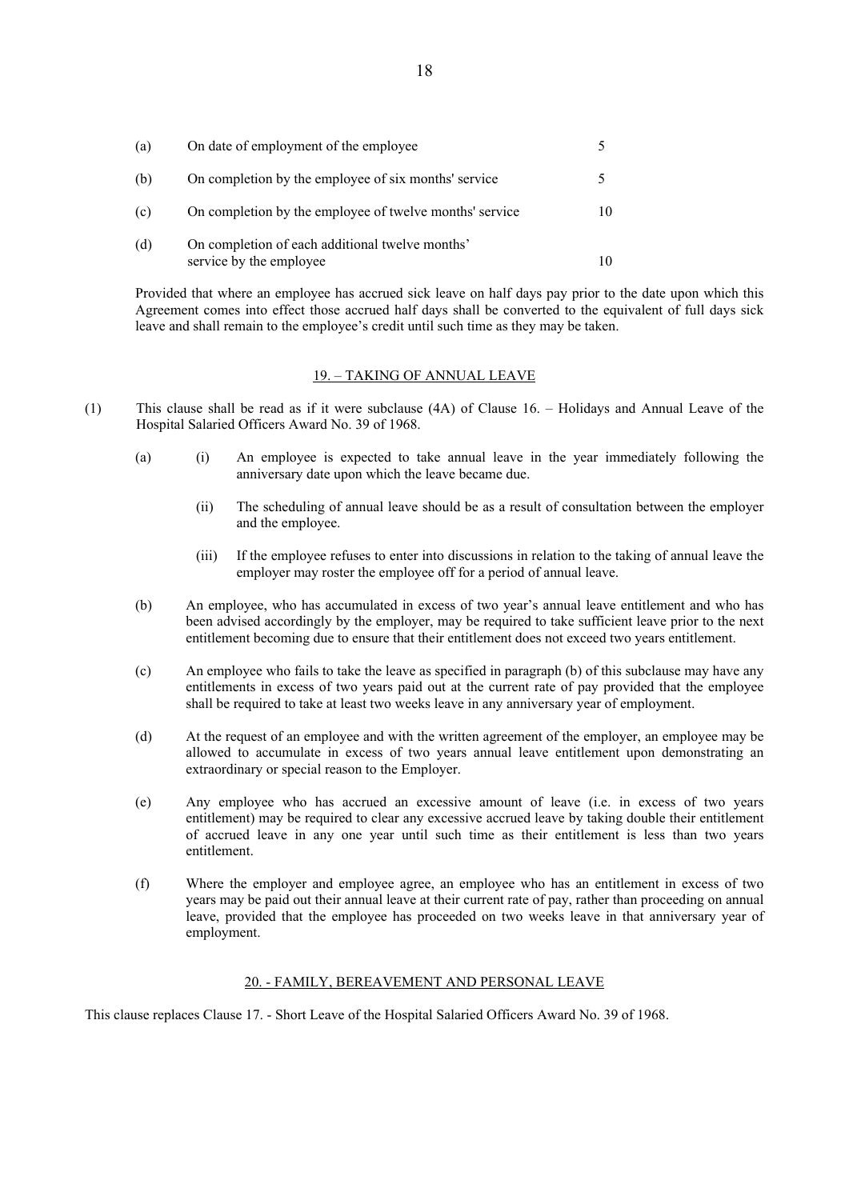| | | |
|---|---|---|
| (a) | On date of employment of the employee | 5 |
| (b) | On completion by the employee of six months' service | 5 |
| (c) | On completion by the employee of twelve months' service | 10 |
| (d) | On completion of each additional twelve months' service by the employee | 10 |

Provided that where an employee has accrued sick leave on half days pay prior to the date upon which this Agreement comes into effect those accrued half days shall be converted to the equivalent of full days sick leave and shall remain to the employee's credit until such time as they may be taken.

## 19. – TAKING OF ANNUAL LEAVE

(1) This clause shall be read as if it were subclause (4A) of Clause 16. – Holidays and Annual Leave of the Hospital Salaried Officers Award No. 39 of 1968.

(a) (i) An employee is expected to take annual leave in the year immediately following the anniversary date upon which the leave became due.

(ii) The scheduling of annual leave should be as a result of consultation between the employer and the employee.

(iii) If the employee refuses to enter into discussions in relation to the taking of annual leave the employer may roster the employee off for a period of annual leave.

(b) An employee, who has accumulated in excess of two year's annual leave entitlement and who has been advised accordingly by the employer, may be required to take sufficient leave prior to the next entitlement becoming due to ensure that their entitlement does not exceed two years entitlement.

(c) An employee who fails to take the leave as specified in paragraph (b) of this subclause may have any entitlements in excess of two years paid out at the current rate of pay provided that the employee shall be required to take at least two weeks leave in any anniversary year of employment.

(d) At the request of an employee and with the written agreement of the employer, an employee may be allowed to accumulate in excess of two years annual leave entitlement upon demonstrating an extraordinary or special reason to the Employer.

(e) Any employee who has accrued an excessive amount of leave (i.e. in excess of two years entitlement) may be required to clear any excessive accrued leave by taking double their entitlement of accrued leave in any one year until such time as their entitlement is less than two years entitlement.

(f) Where the employer and employee agree, an employee who has an entitlement in excess of two years may be paid out their annual leave at their current rate of pay, rather than proceeding on annual leave, provided that the employee has proceeded on two weeks leave in that anniversary year of employment.

## 20. - FAMILY, BEREAVEMENT AND PERSONAL LEAVE

This clause replaces Clause 17. - Short Leave of the Hospital Salaried Officers Award No. 39 of 1968.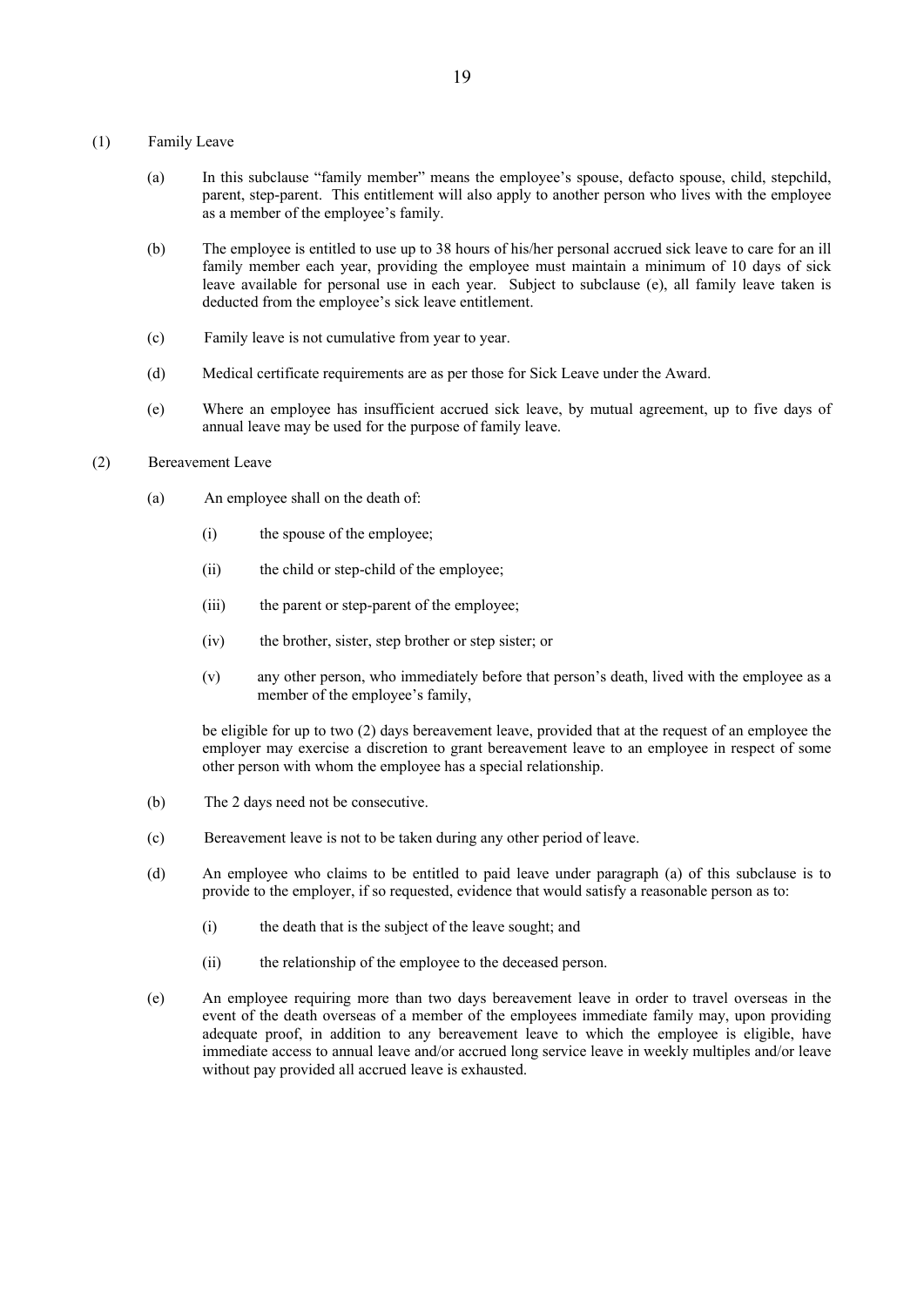(1) Family Leave

(a) In this subclause "family member" means the employee's spouse, defacto spouse, child, stepchild, parent, step-parent. This entitlement will also apply to another person who lives with the employee as a member of the employee's family.

(b) The employee is entitled to use up to 38 hours of his/her personal accrued sick leave to care for an ill family member each year, providing the employee must maintain a minimum of 10 days of sick leave available for personal use in each year. Subject to subclause (e), all family leave taken is deducted from the employee's sick leave entitlement.

(c) Family leave is not cumulative from year to year.

(d) Medical certificate requirements are as per those for Sick Leave under the Award.

(e) Where an employee has insufficient accrued sick leave, by mutual agreement, up to five days of annual leave may be used for the purpose of family leave.

(2) Bereavement Leave

(a) An employee shall on the death of:

(i) the spouse of the employee;

(ii) the child or step-child of the employee;

(iii) the parent or step-parent of the employee;

(iv) the brother, sister, step brother or step sister; or

(v) any other person, who immediately before that person's death, lived with the employee as a member of the employee's family,

be eligible for up to two (2) days bereavement leave, provided that at the request of an employee the employer may exercise a discretion to grant bereavement leave to an employee in respect of some other person with whom the employee has a special relationship.

(b) The 2 days need not be consecutive.

(c) Bereavement leave is not to be taken during any other period of leave.

(d) An employee who claims to be entitled to paid leave under paragraph (a) of this subclause is to provide to the employer, if so requested, evidence that would satisfy a reasonable person as to:

(i) the death that is the subject of the leave sought; and

(ii) the relationship of the employee to the deceased person.

(e) An employee requiring more than two days bereavement leave in order to travel overseas in the event of the death overseas of a member of the employees immediate family may, upon providing adequate proof, in addition to any bereavement leave to which the employee is eligible, have immediate access to annual leave and/or accrued long service leave in weekly multiples and/or leave without pay provided all accrued leave is exhausted.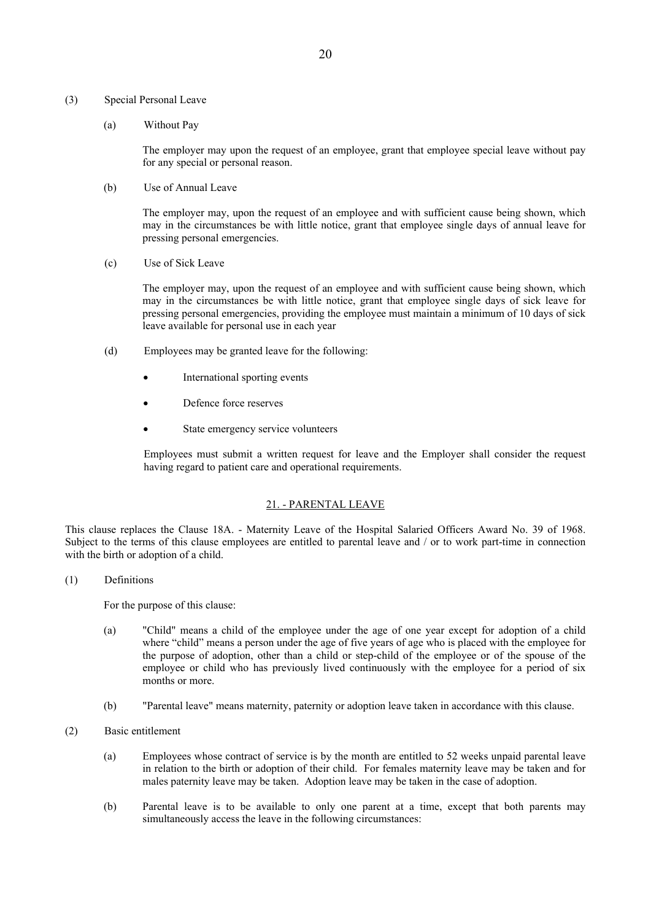(3) Special Personal Leave

(a) Without Pay

The employer may upon the request of an employee, grant that employee special leave without pay for any special or personal reason.

(b) Use of Annual Leave

The employer may, upon the request of an employee and with sufficient cause being shown, which may in the circumstances be with little notice, grant that employee single days of annual leave for pressing personal emergencies.

(c) Use of Sick Leave

The employer may, upon the request of an employee and with sufficient cause being shown, which may in the circumstances be with little notice, grant that employee single days of sick leave for pressing personal emergencies, providing the employee must maintain a minimum of 10 days of sick leave available for personal use in each year

(d) Employees may be granted leave for the following:

- International sporting events
- Defence force reserves
- State emergency service volunteers

Employees must submit a written request for leave and the Employer shall consider the request having regard to patient care and operational requirements.

## 21. - PARENTAL LEAVE

This clause replaces the Clause 18A. - Maternity Leave of the Hospital Salaried Officers Award No. 39 of 1968. Subject to the terms of this clause employees are entitled to parental leave and / or to work part-time in connection with the birth or adoption of a child.

(1) Definitions

For the purpose of this clause:

(a) "Child" means a child of the employee under the age of one year except for adoption of a child where "child" means a person under the age of five years of age who is placed with the employee for the purpose of adoption, other than a child or step-child of the employee or of the spouse of the employee or child who has previously lived continuously with the employee for a period of six months or more.

(b) "Parental leave" means maternity, paternity or adoption leave taken in accordance with this clause.

(2) Basic entitlement

(a) Employees whose contract of service is by the month are entitled to 52 weeks unpaid parental leave in relation to the birth or adoption of their child. For females maternity leave may be taken and for males paternity leave may be taken. Adoption leave may be taken in the case of adoption.

(b) Parental leave is to be available to only one parent at a time, except that both parents may simultaneously access the leave in the following circumstances: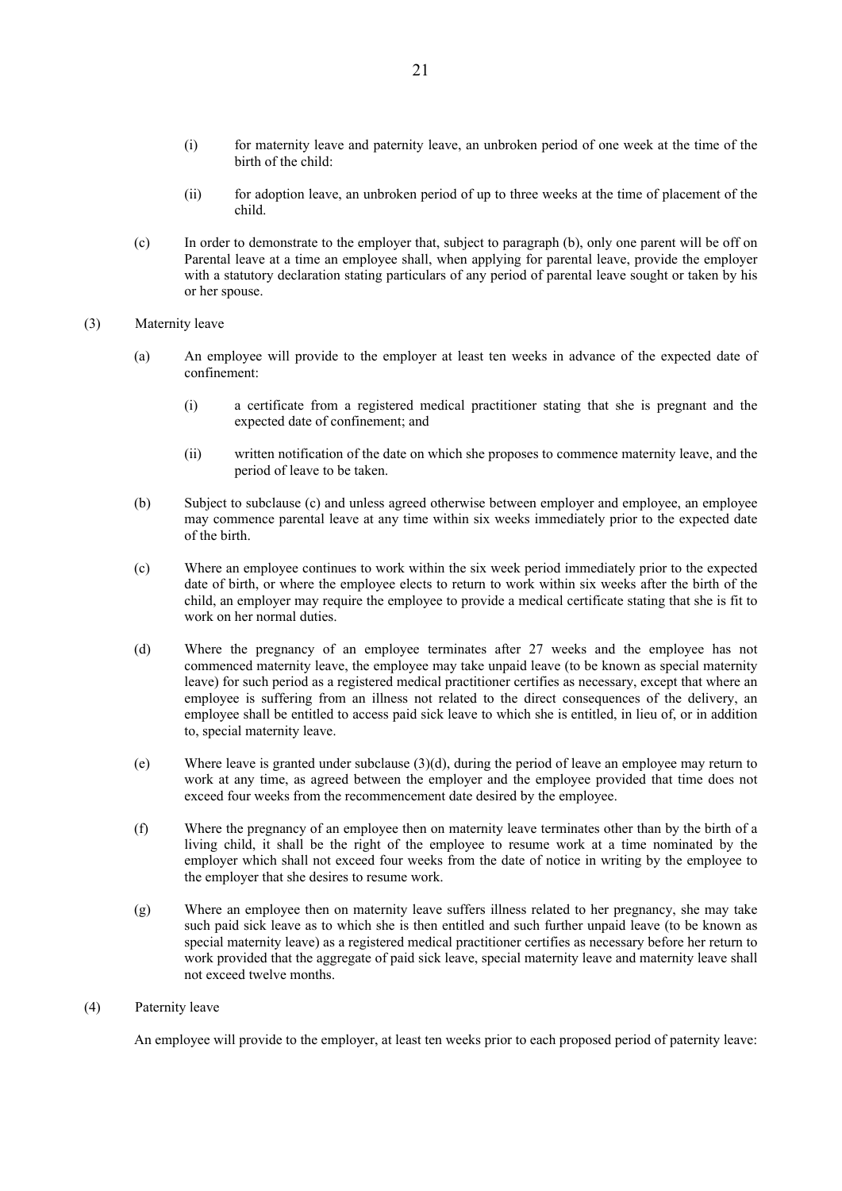(i) for maternity leave and paternity leave, an unbroken period of one week at the time of the birth of the child:

(ii) for adoption leave, an unbroken period of up to three weeks at the time of placement of the child.

(c) In order to demonstrate to the employer that, subject to paragraph (b), only one parent will be off on Parental leave at a time an employee shall, when applying for parental leave, provide the employer with a statutory declaration stating particulars of any period of parental leave sought or taken by his or her spouse.

(3) Maternity leave

(a) An employee will provide to the employer at least ten weeks in advance of the expected date of confinement:

(i) a certificate from a registered medical practitioner stating that she is pregnant and the expected date of confinement; and

(ii) written notification of the date on which she proposes to commence maternity leave, and the period of leave to be taken.

(b) Subject to subclause (c) and unless agreed otherwise between employer and employee, an employee may commence parental leave at any time within six weeks immediately prior to the expected date of the birth.

(c) Where an employee continues to work within the six week period immediately prior to the expected date of birth, or where the employee elects to return to work within six weeks after the birth of the child, an employer may require the employee to provide a medical certificate stating that she is fit to work on her normal duties.

(d) Where the pregnancy of an employee terminates after 27 weeks and the employee has not commenced maternity leave, the employee may take unpaid leave (to be known as special maternity leave) for such period as a registered medical practitioner certifies as necessary, except that where an employee is suffering from an illness not related to the direct consequences of the delivery, an employee shall be entitled to access paid sick leave to which she is entitled, in lieu of, or in addition to, special maternity leave.

(e) Where leave is granted under subclause (3)(d), during the period of leave an employee may return to work at any time, as agreed between the employer and the employee provided that time does not exceed four weeks from the recommencement date desired by the employee.

(f) Where the pregnancy of an employee then on maternity leave terminates other than by the birth of a living child, it shall be the right of the employee to resume work at a time nominated by the employer which shall not exceed four weeks from the date of notice in writing by the employee to the employer that she desires to resume work.

(g) Where an employee then on maternity leave suffers illness related to her pregnancy, she may take such paid sick leave as to which she is then entitled and such further unpaid leave (to be known as special maternity leave) as a registered medical practitioner certifies as necessary before her return to work provided that the aggregate of paid sick leave, special maternity leave and maternity leave shall not exceed twelve months.

(4) Paternity leave

An employee will provide to the employer, at least ten weeks prior to each proposed period of paternity leave: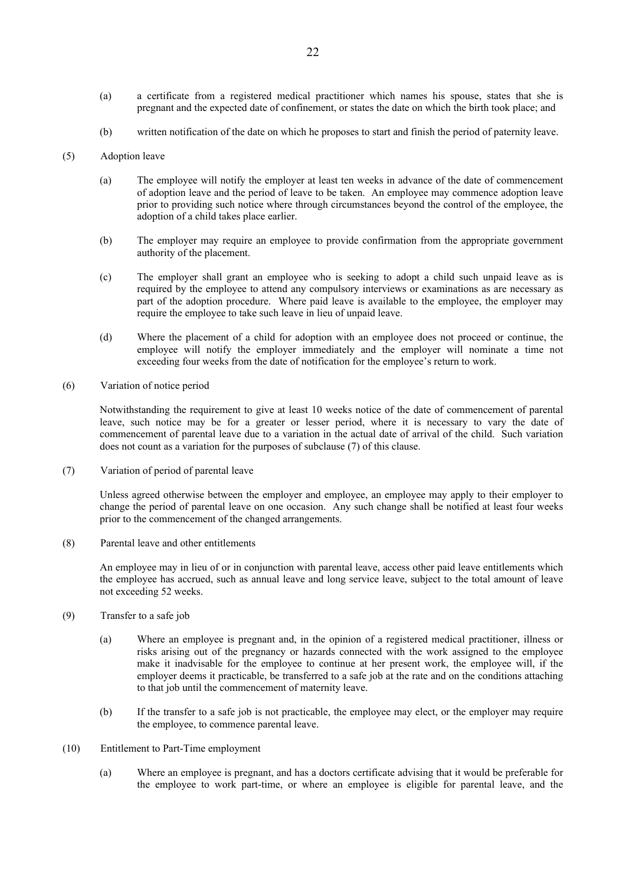(a) a certificate from a registered medical practitioner which names his spouse, states that she is pregnant and the expected date of confinement, or states the date on which the birth took place; and

(b) written notification of the date on which he proposes to start and finish the period of paternity leave.

(5) Adoption leave

(a) The employee will notify the employer at least ten weeks in advance of the date of commencement of adoption leave and the period of leave to be taken. An employee may commence adoption leave prior to providing such notice where through circumstances beyond the control of the employee, the adoption of a child takes place earlier.

(b) The employer may require an employee to provide confirmation from the appropriate government authority of the placement.

(c) The employer shall grant an employee who is seeking to adopt a child such unpaid leave as is required by the employee to attend any compulsory interviews or examinations as are necessary as part of the adoption procedure. Where paid leave is available to the employee, the employer may require the employee to take such leave in lieu of unpaid leave.

(d) Where the placement of a child for adoption with an employee does not proceed or continue, the employee will notify the employer immediately and the employer will nominate a time not exceeding four weeks from the date of notification for the employee's return to work.

(6) Variation of notice period

Notwithstanding the requirement to give at least 10 weeks notice of the date of commencement of parental leave, such notice may be for a greater or lesser period, where it is necessary to vary the date of commencement of parental leave due to a variation in the actual date of arrival of the child. Such variation does not count as a variation for the purposes of subclause (7) of this clause.

(7) Variation of period of parental leave

Unless agreed otherwise between the employer and employee, an employee may apply to their employer to change the period of parental leave on one occasion. Any such change shall be notified at least four weeks prior to the commencement of the changed arrangements.

(8) Parental leave and other entitlements

An employee may in lieu of or in conjunction with parental leave, access other paid leave entitlements which the employee has accrued, such as annual leave and long service leave, subject to the total amount of leave not exceeding 52 weeks.

(9) Transfer to a safe job

(a) Where an employee is pregnant and, in the opinion of a registered medical practitioner, illness or risks arising out of the pregnancy or hazards connected with the work assigned to the employee make it inadvisable for the employee to continue at her present work, the employee will, if the employer deems it practicable, be transferred to a safe job at the rate and on the conditions attaching to that job until the commencement of maternity leave.

(b) If the transfer to a safe job is not practicable, the employee may elect, or the employer may require the employee, to commence parental leave.

(10) Entitlement to Part-Time employment

(a) Where an employee is pregnant, and has a doctors certificate advising that it would be preferable for the employee to work part-time, or where an employee is eligible for parental leave, and the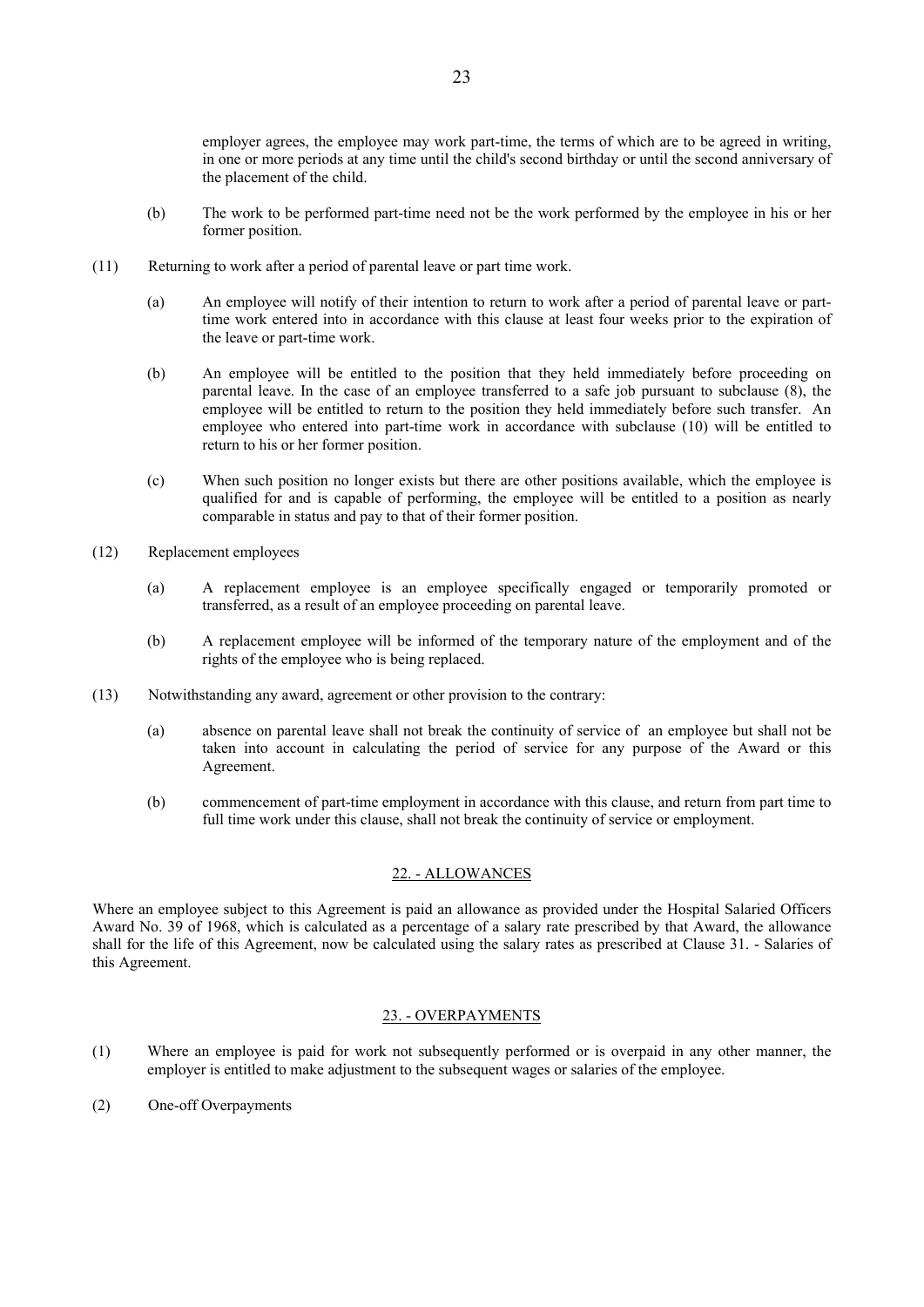employer agrees, the employee may work part-time, the terms of which are to be agreed in writing, in one or more periods at any time until the child's second birthday or until the second anniversary of the placement of the child.

(b) The work to be performed part-time need not be the work performed by the employee in his or her former position.

(11) Returning to work after a period of parental leave or part time work.

(a) An employee will notify of their intention to return to work after a period of parental leave or part-time work entered into in accordance with this clause at least four weeks prior to the expiration of the leave or part-time work.

(b) An employee will be entitled to the position that they held immediately before proceeding on parental leave. In the case of an employee transferred to a safe job pursuant to subclause (8), the employee will be entitled to return to the position they held immediately before such transfer. An employee who entered into part-time work in accordance with subclause (10) will be entitled to return to his or her former position.

(c) When such position no longer exists but there are other positions available, which the employee is qualified for and is capable of performing, the employee will be entitled to a position as nearly comparable in status and pay to that of their former position.

(12) Replacement employees

(a) A replacement employee is an employee specifically engaged or temporarily promoted or transferred, as a result of an employee proceeding on parental leave.

(b) A replacement employee will be informed of the temporary nature of the employment and of the rights of the employee who is being replaced.

(13) Notwithstanding any award, agreement or other provision to the contrary:

(a) absence on parental leave shall not break the continuity of service of an employee but shall not be taken into account in calculating the period of service for any purpose of the Award or this Agreement.

(b) commencement of part-time employment in accordance with this clause, and return from part time to full time work under this clause, shall not break the continuity of service or employment.

## 22. - ALLOWANCES

Where an employee subject to this Agreement is paid an allowance as provided under the Hospital Salaried Officers Award No. 39 of 1968, which is calculated as a percentage of a salary rate prescribed by that Award, the allowance shall for the life of this Agreement, now be calculated using the salary rates as prescribed at Clause 31. - Salaries of this Agreement.

## 23. - OVERPAYMENTS

(1) Where an employee is paid for work not subsequently performed or is overpaid in any other manner, the employer is entitled to make adjustment to the subsequent wages or salaries of the employee.

(2) One-off Overpayments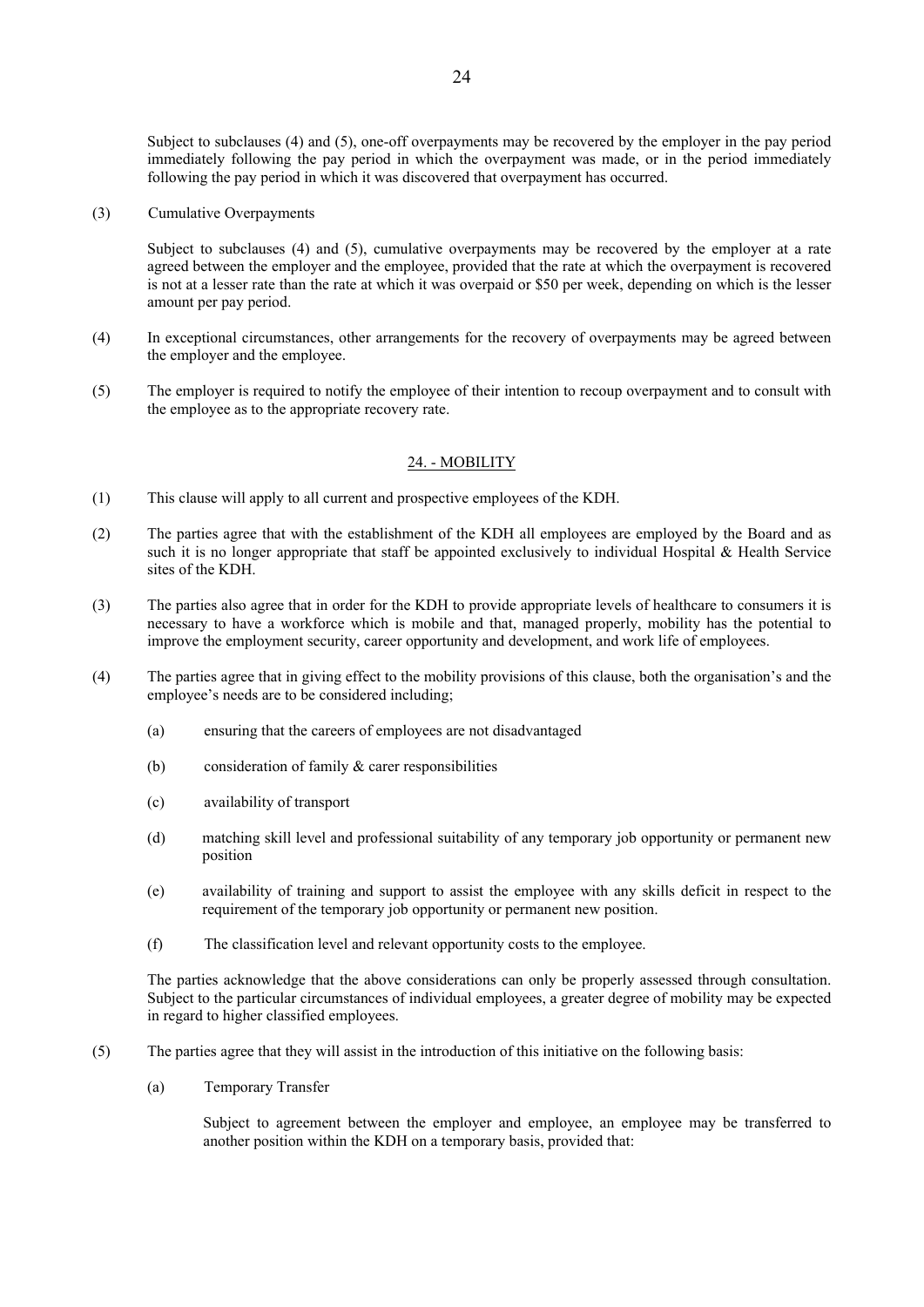Subject to subclauses (4) and (5), one-off overpayments may be recovered by the employer in the pay period immediately following the pay period in which the overpayment was made, or in the period immediately following the pay period in which it was discovered that overpayment has occurred.

(3) Cumulative Overpayments

Subject to subclauses (4) and (5), cumulative overpayments may be recovered by the employer at a rate agreed between the employer and the employee, provided that the rate at which the overpayment is recovered is not at a lesser rate than the rate at which it was overpaid or $50 per week, depending on which is the lesser amount per pay period.

(4) In exceptional circumstances, other arrangements for the recovery of overpayments may be agreed between the employer and the employee.

(5) The employer is required to notify the employee of their intention to recoup overpayment and to consult with the employee as to the appropriate recovery rate.

## 24. - MOBILITY

(1) This clause will apply to all current and prospective employees of the KDH.

(2) The parties agree that with the establishment of the KDH all employees are employed by the Board and as such it is no longer appropriate that staff be appointed exclusively to individual Hospital & Health Service sites of the KDH.

(3) The parties also agree that in order for the KDH to provide appropriate levels of healthcare to consumers it is necessary to have a workforce which is mobile and that, managed properly, mobility has the potential to improve the employment security, career opportunity and development, and work life of employees.

(4) The parties agree that in giving effect to the mobility provisions of this clause, both the organisation's and the employee's needs are to be considered including;

   (a) ensuring that the careers of employees are not disadvantaged

   (b) consideration of family & carer responsibilities

   (c) availability of transport

   (d) matching skill level and professional suitability of any temporary job opportunity or permanent new position

   (e) availability of training and support to assist the employee with any skills deficit in respect to the requirement of the temporary job opportunity or permanent new position.

   (f) The classification level and relevant opportunity costs to the employee.

The parties acknowledge that the above considerations can only be properly assessed through consultation. Subject to the particular circumstances of individual employees, a greater degree of mobility may be expected in regard to higher classified employees.

(5) The parties agree that they will assist in the introduction of this initiative on the following basis:

   (a) Temporary Transfer

   Subject to agreement between the employer and employee, an employee may be transferred to another position within the KDH on a temporary basis, provided that: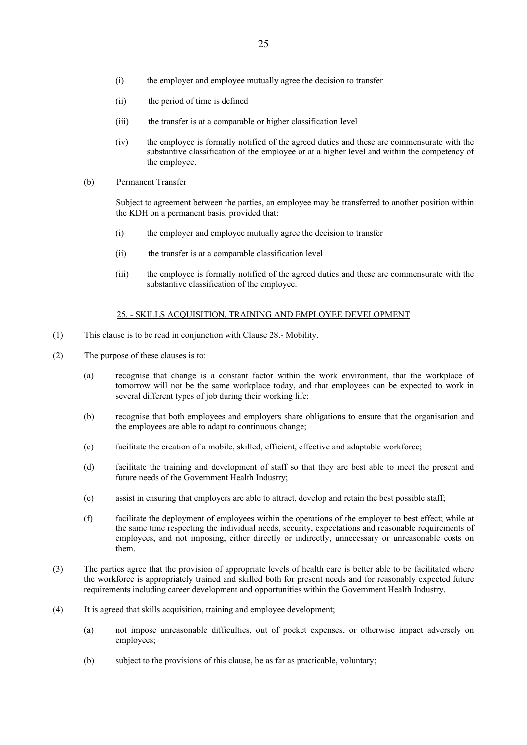(i) the employer and employee mutually agree the decision to transfer

(ii) the period of time is defined

(iii) the transfer is at a comparable or higher classification level

(iv) the employee is formally notified of the agreed duties and these are commensurate with the substantive classification of the employee or at a higher level and within the competency of the employee.

(b) Permanent Transfer

Subject to agreement between the parties, an employee may be transferred to another position within the KDH on a permanent basis, provided that:

(i) the employer and employee mutually agree the decision to transfer

(ii) the transfer is at a comparable classification level

(iii) the employee is formally notified of the agreed duties and these are commensurate with the substantive classification of the employee.

## 25. - SKILLS ACQUISITION, TRAINING AND EMPLOYEE DEVELOPMENT

(1) This clause is to be read in conjunction with Clause 28.- Mobility.

(2) The purpose of these clauses is to:

(a) recognise that change is a constant factor within the work environment, that the workplace of tomorrow will not be the same workplace today, and that employees can be expected to work in several different types of job during their working life;

(b) recognise that both employees and employers share obligations to ensure that the organisation and the employees are able to adapt to continuous change;

(c) facilitate the creation of a mobile, skilled, efficient, effective and adaptable workforce;

(d) facilitate the training and development of staff so that they are best able to meet the present and future needs of the Government Health Industry;

(e) assist in ensuring that employers are able to attract, develop and retain the best possible staff;

(f) facilitate the deployment of employees within the operations of the employer to best effect; while at the same time respecting the individual needs, security, expectations and reasonable requirements of employees, and not imposing, either directly or indirectly, unnecessary or unreasonable costs on them.

(3) The parties agree that the provision of appropriate levels of health care is better able to be facilitated where the workforce is appropriately trained and skilled both for present needs and for reasonably expected future requirements including career development and opportunities within the Government Health Industry.

(4) It is agreed that skills acquisition, training and employee development;

(a) not impose unreasonable difficulties, out of pocket expenses, or otherwise impact adversely on employees;

(b) subject to the provisions of this clause, be as far as practicable, voluntary;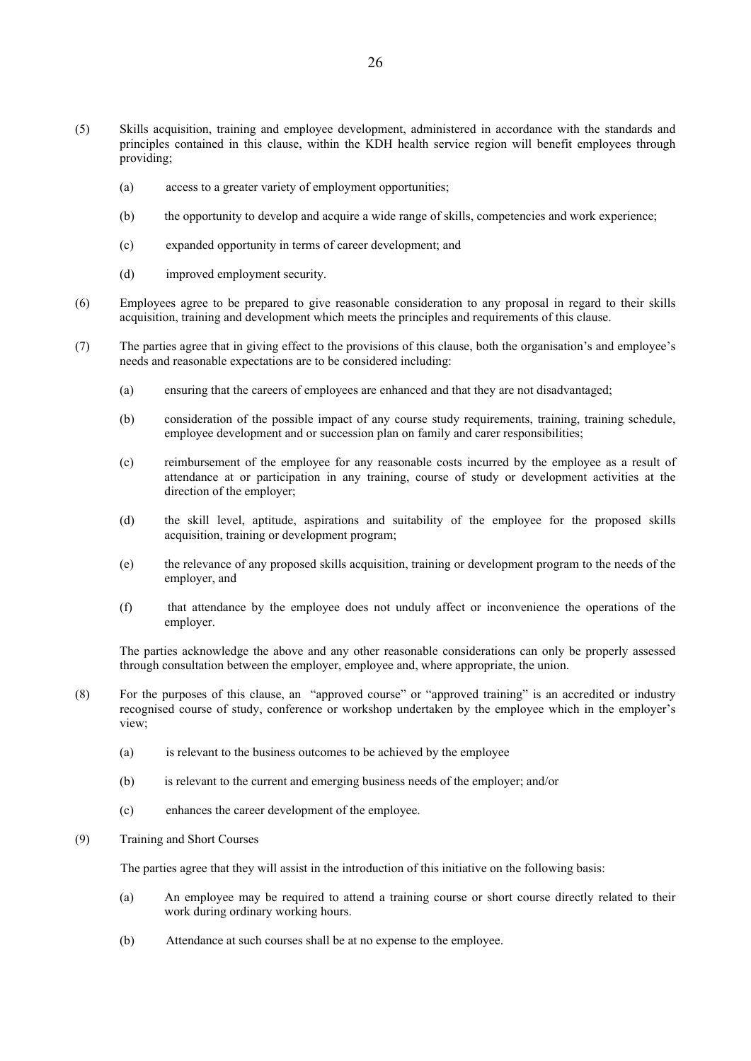(5) Skills acquisition, training and employee development, administered in accordance with the standards and principles contained in this clause, within the KDH health service region will benefit employees through providing;

   (a) access to a greater variety of employment opportunities;

   (b) the opportunity to develop and acquire a wide range of skills, competencies and work experience;

   (c) expanded opportunity in terms of career development; and

   (d) improved employment security.

(6) Employees agree to be prepared to give reasonable consideration to any proposal in regard to their skills acquisition, training and development which meets the principles and requirements of this clause.

(7) The parties agree that in giving effect to the provisions of this clause, both the organisation's and employee's needs and reasonable expectations are to be considered including:

   (a) ensuring that the careers of employees are enhanced and that they are not disadvantaged;

   (b) consideration of the possible impact of any course study requirements, training, training schedule, employee development and or succession plan on family and carer responsibilities;

   (c) reimbursement of the employee for any reasonable costs incurred by the employee as a result of attendance at or participation in any training, course of study or development activities at the direction of the employer;

   (d) the skill level, aptitude, aspirations and suitability of the employee for the proposed skills acquisition, training or development program;

   (e) the relevance of any proposed skills acquisition, training or development program to the needs of the employer, and

   (f) that attendance by the employee does not unduly affect or inconvenience the operations of the employer.

   The parties acknowledge the above and any other reasonable considerations can only be properly assessed through consultation between the employer, employee and, where appropriate, the union.

(8) For the purposes of this clause, an "approved course" or "approved training" is an accredited or industry recognised course of study, conference or workshop undertaken by the employee which in the employer's view;

   (a) is relevant to the business outcomes to be achieved by the employee

   (b) is relevant to the current and emerging business needs of the employer; and/or

   (c) enhances the career development of the employee.

(9) Training and Short Courses

   The parties agree that they will assist in the introduction of this initiative on the following basis:

   (a) An employee may be required to attend a training course or short course directly related to their work during ordinary working hours.

   (b) Attendance at such courses shall be at no expense to the employee.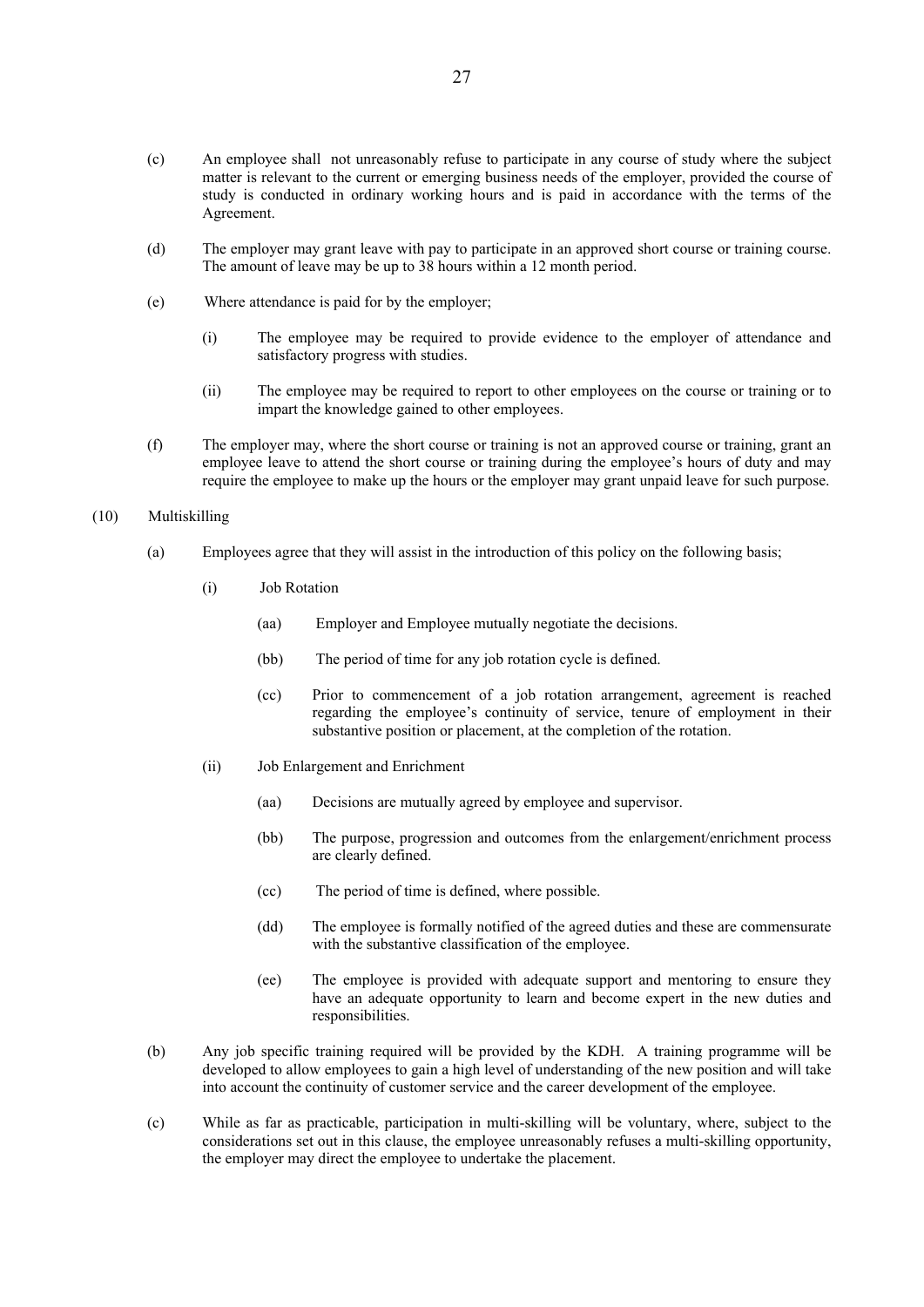(c) An employee shall not unreasonably refuse to participate in any course of study where the subject matter is relevant to the current or emerging business needs of the employer, provided the course of study is conducted in ordinary working hours and is paid in accordance with the terms of the Agreement.

(d) The employer may grant leave with pay to participate in an approved short course or training course. The amount of leave may be up to 38 hours within a 12 month period.

(e) Where attendance is paid for by the employer;

(i) The employee may be required to provide evidence to the employer of attendance and satisfactory progress with studies.

(ii) The employee may be required to report to other employees on the course or training or to impart the knowledge gained to other employees.

(f) The employer may, where the short course or training is not an approved course or training, grant an employee leave to attend the short course or training during the employee's hours of duty and may require the employee to make up the hours or the employer may grant unpaid leave for such purpose.

(10) Multiskilling

(a) Employees agree that they will assist in the introduction of this policy on the following basis;

(i) Job Rotation

(aa) Employer and Employee mutually negotiate the decisions.

(bb) The period of time for any job rotation cycle is defined.

(cc) Prior to commencement of a job rotation arrangement, agreement is reached regarding the employee's continuity of service, tenure of employment in their substantive position or placement, at the completion of the rotation.

(ii) Job Enlargement and Enrichment

(aa) Decisions are mutually agreed by employee and supervisor.

(bb) The purpose, progression and outcomes from the enlargement/enrichment process are clearly defined.

(cc) The period of time is defined, where possible.

(dd) The employee is formally notified of the agreed duties and these are commensurate with the substantive classification of the employee.

(ee) The employee is provided with adequate support and mentoring to ensure they have an adequate opportunity to learn and become expert in the new duties and responsibilities.

(b) Any job specific training required will be provided by the KDH. A training programme will be developed to allow employees to gain a high level of understanding of the new position and will take into account the continuity of customer service and the career development of the employee.

(c) While as far as practicable, participation in multi-skilling will be voluntary, where, subject to the considerations set out in this clause, the employee unreasonably refuses a multi-skilling opportunity, the employer may direct the employee to undertake the placement.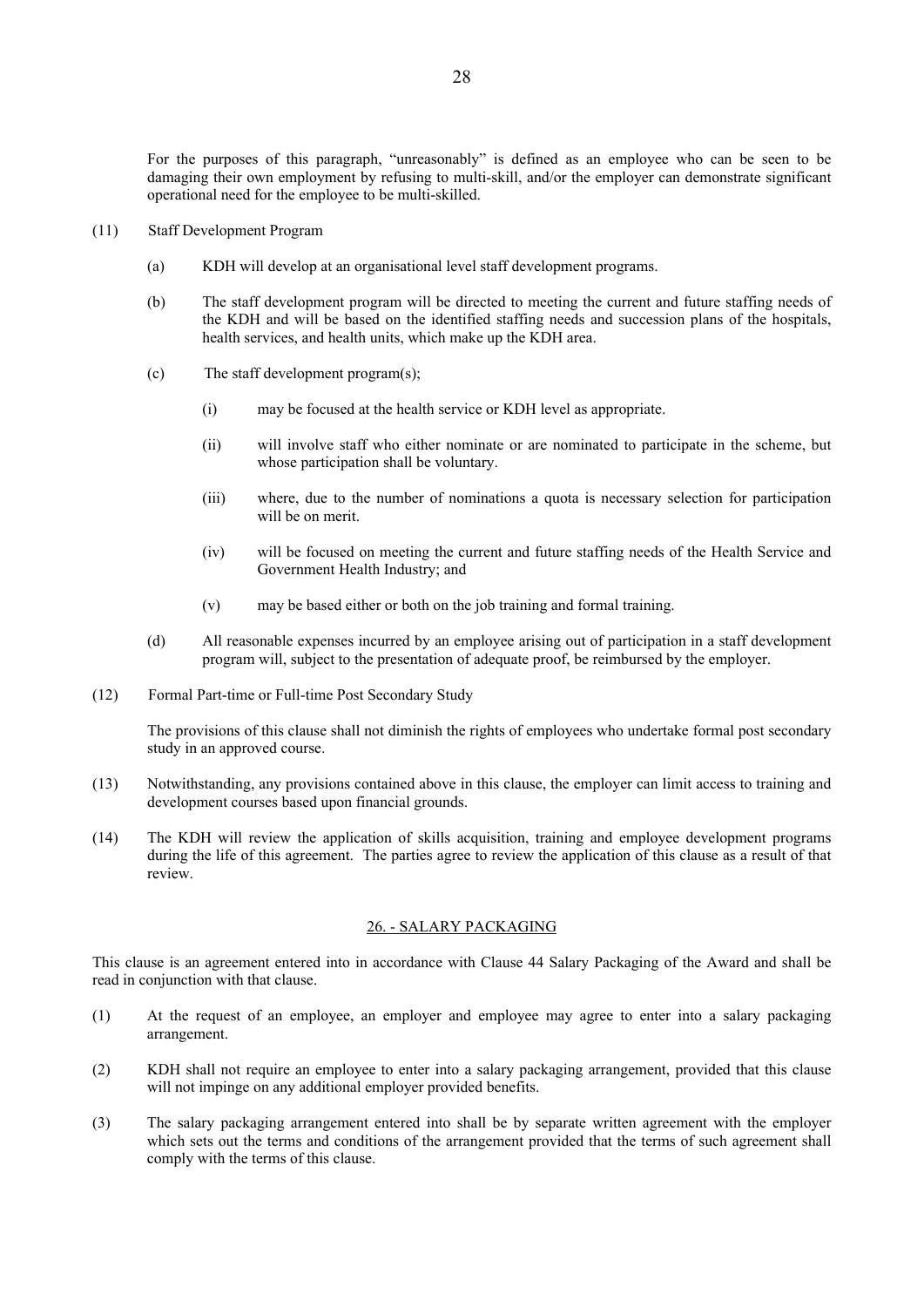For the purposes of this paragraph, "unreasonably" is defined as an employee who can be seen to be damaging their own employment by refusing to multi-skill, and/or the employer can demonstrate significant operational need for the employee to be multi-skilled.

(11) Staff Development Program

(a) KDH will develop at an organisational level staff development programs.

(b) The staff development program will be directed to meeting the current and future staffing needs of the KDH and will be based on the identified staffing needs and succession plans of the hospitals, health services, and health units, which make up the KDH area.

(c) The staff development program(s);

(i) may be focused at the health service or KDH level as appropriate.

(ii) will involve staff who either nominate or are nominated to participate in the scheme, but whose participation shall be voluntary.

(iii) where, due to the number of nominations a quota is necessary selection for participation will be on merit.

(iv) will be focused on meeting the current and future staffing needs of the Health Service and Government Health Industry; and

(v) may be based either or both on the job training and formal training.

(d) All reasonable expenses incurred by an employee arising out of participation in a staff development program will, subject to the presentation of adequate proof, be reimbursed by the employer.

(12) Formal Part-time or Full-time Post Secondary Study

The provisions of this clause shall not diminish the rights of employees who undertake formal post secondary study in an approved course.

(13) Notwithstanding, any provisions contained above in this clause, the employer can limit access to training and development courses based upon financial grounds.

(14) The KDH will review the application of skills acquisition, training and employee development programs during the life of this agreement. The parties agree to review the application of this clause as a result of that review.

## 26. - SALARY PACKAGING

This clause is an agreement entered into in accordance with Clause 44 Salary Packaging of the Award and shall be read in conjunction with that clause.

(1) At the request of an employee, an employer and employee may agree to enter into a salary packaging arrangement.

(2) KDH shall not require an employee to enter into a salary packaging arrangement, provided that this clause will not impinge on any additional employer provided benefits.

(3) The salary packaging arrangement entered into shall be by separate written agreement with the employer which sets out the terms and conditions of the arrangement provided that the terms of such agreement shall comply with the terms of this clause.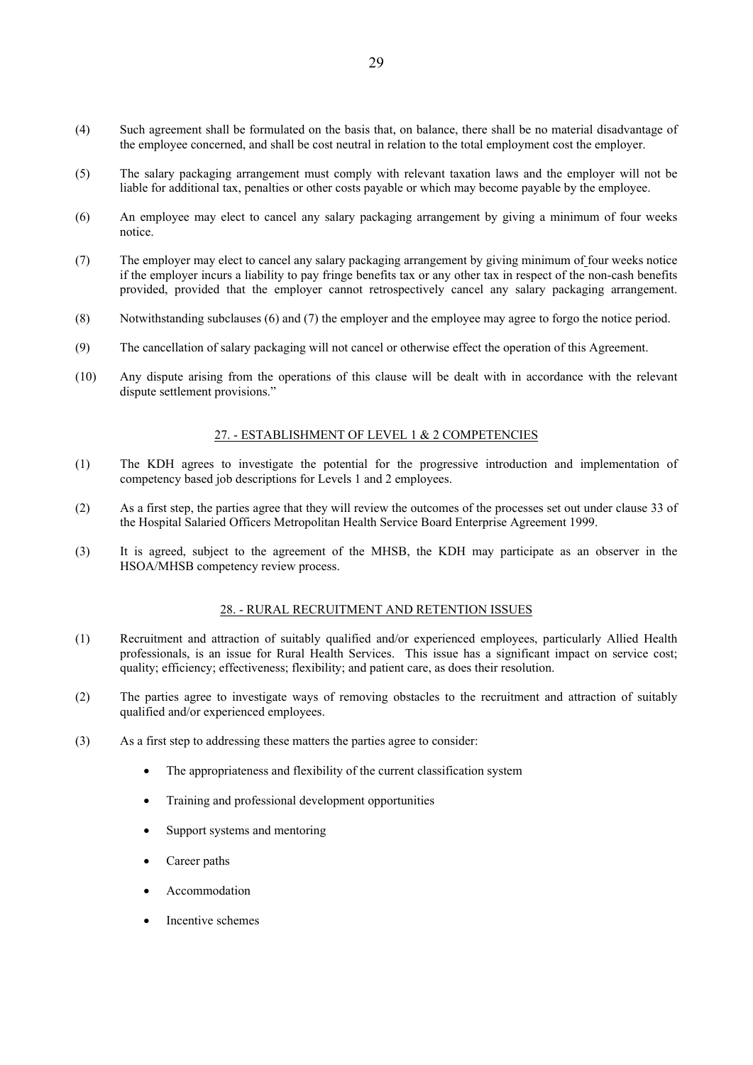(4) Such agreement shall be formulated on the basis that, on balance, there shall be no material disadvantage of the employee concerned, and shall be cost neutral in relation to the total employment cost the employer.

(5) The salary packaging arrangement must comply with relevant taxation laws and the employer will not be liable for additional tax, penalties or other costs payable or which may become payable by the employee.

(6) An employee may elect to cancel any salary packaging arrangement by giving a minimum of four weeks notice.

(7) The employer may elect to cancel any salary packaging arrangement by giving minimum of four weeks notice if the employer incurs a liability to pay fringe benefits tax or any other tax in respect of the non-cash benefits provided, provided that the employer cannot retrospectively cancel any salary packaging arrangement.

(8) Notwithstanding subclauses (6) and (7) the employer and the employee may agree to forgo the notice period.

(9) The cancellation of salary packaging will not cancel or otherwise effect the operation of this Agreement.

(10) Any dispute arising from the operations of this clause will be dealt with in accordance with the relevant dispute settlement provisions."

## 27. - ESTABLISHMENT OF LEVEL 1 & 2 COMPETENCIES

(1) The KDH agrees to investigate the potential for the progressive introduction and implementation of competency based job descriptions for Levels 1 and 2 employees.

(2) As a first step, the parties agree that they will review the outcomes of the processes set out under clause 33 of the Hospital Salaried Officers Metropolitan Health Service Board Enterprise Agreement 1999.

(3) It is agreed, subject to the agreement of the MHSB, the KDH may participate as an observer in the HSOA/MHSB competency review process.

## 28. - RURAL RECRUITMENT AND RETENTION ISSUES

(1) Recruitment and attraction of suitably qualified and/or experienced employees, particularly Allied Health professionals, is an issue for Rural Health Services. This issue has a significant impact on service cost; quality; efficiency; effectiveness; flexibility; and patient care, as does their resolution.

(2) The parties agree to investigate ways of removing obstacles to the recruitment and attraction of suitably qualified and/or experienced employees.

(3) As a first step to addressing these matters the parties agree to consider:

- The appropriateness and flexibility of the current classification system
- Training and professional development opportunities
- Support systems and mentoring
- Career paths
- Accommodation
- Incentive schemes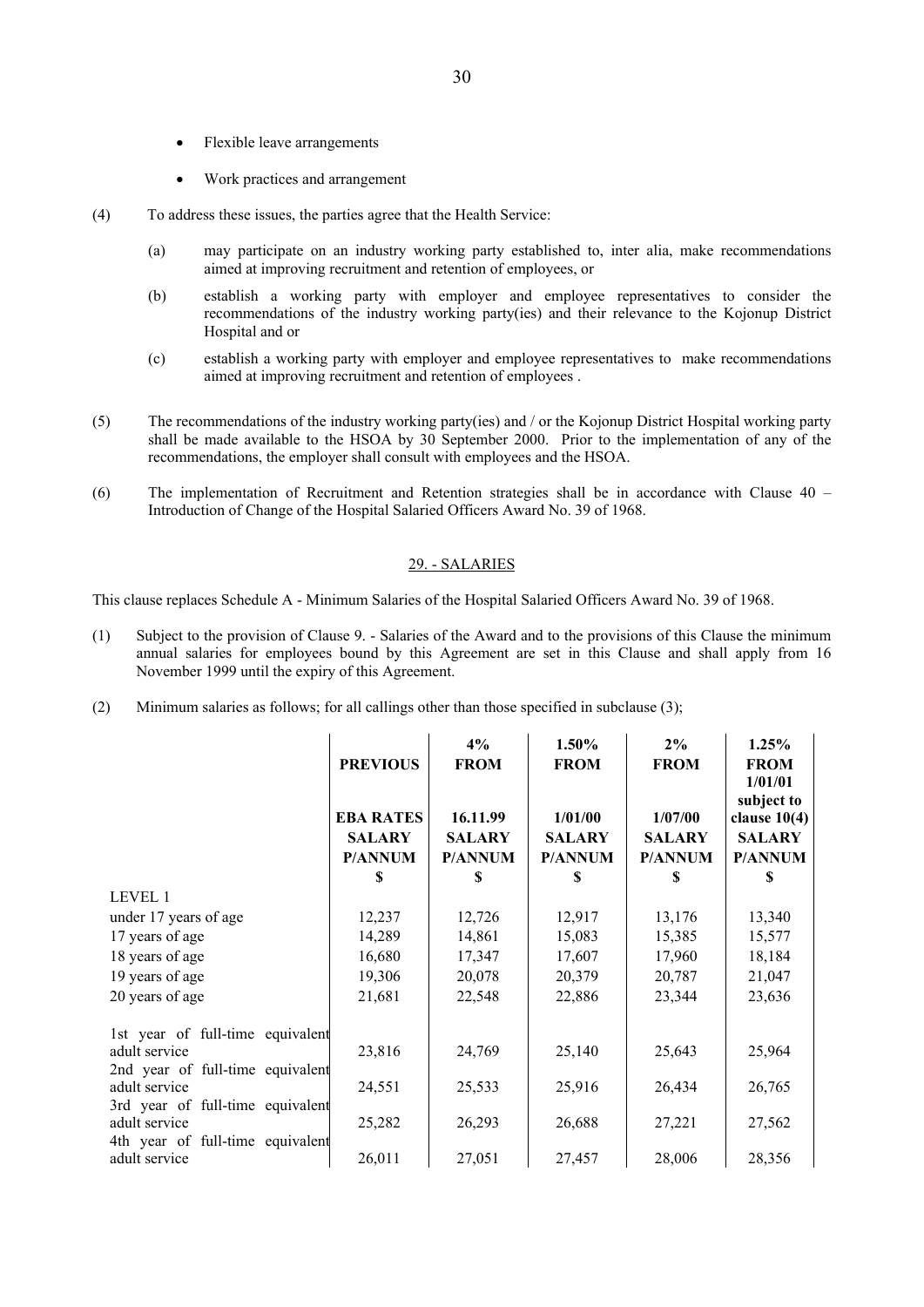- Flexible leave arrangements
- Work practices and arrangement

(4) To address these issues, the parties agree that the Health Service:

(a) may participate on an industry working party established to, inter alia, make recommendations aimed at improving recruitment and retention of employees, or

(b) establish a working party with employer and employee representatives to consider the recommendations of the industry working party(ies) and their relevance to the Kojonup District Hospital and or

(c) establish a working party with employer and employee representatives to make recommendations aimed at improving recruitment and retention of employees .

(5) The recommendations of the industry working party(ies) and / or the Kojonup District Hospital working party shall be made available to the HSOA by 30 September 2000. Prior to the implementation of any of the recommendations, the employer shall consult with employees and the HSOA.

(6) The implementation of Recruitment and Retention strategies shall be in accordance with Clause 40 – Introduction of Change of the Hospital Salaried Officers Award No. 39 of 1968.

## 29. - SALARIES

This clause replaces Schedule A - Minimum Salaries of the Hospital Salaried Officers Award No. 39 of 1968.

(1) Subject to the provision of Clause 9. - Salaries of the Award and to the provisions of this Clause the minimum annual salaries for employees bound by this Agreement are set in this Clause and shall apply from 16 November 1999 until the expiry of this Agreement.

(2) Minimum salaries as follows; for all callings other than those specified in subclause (3);

| | PREVIOUS EBA RATES SALARY P/ANNUM $ | 4% FROM 16.11.99 SALARY P/ANNUM $ | 1.50% FROM 1/01/00 SALARY P/ANNUM $ | 2% FROM 1/07/00 SALARY P/ANNUM $ | 1.25% FROM 1/01/01 subject to clause 10(4) SALARY P/ANNUM $ |
|---|---|---|---|---|---|
| LEVEL 1 | | | | | |
| under 17 years of age | 12,237 | 12,726 | 12,917 | 13,176 | 13,340 |
| 17 years of age | 14,289 | 14,861 | 15,083 | 15,385 | 15,577 |
| 18 years of age | 16,680 | 17,347 | 17,607 | 17,960 | 18,184 |
| 19 years of age | 19,306 | 20,078 | 20,379 | 20,787 | 21,047 |
| 20 years of age | 21,681 | 22,548 | 22,886 | 23,344 | 23,636 |
| 1st year of full-time equivalent adult service | 23,816 | 24,769 | 25,140 | 25,643 | 25,964 |
| 2nd year of full-time equivalent adult service | 24,551 | 25,533 | 25,916 | 26,434 | 26,765 |
| 3rd year of full-time equivalent adult service | 25,282 | 26,293 | 26,688 | 27,221 | 27,562 |
| 4th year of full-time equivalent adult service | 26,011 | 27,051 | 27,457 | 28,006 | 28,356 |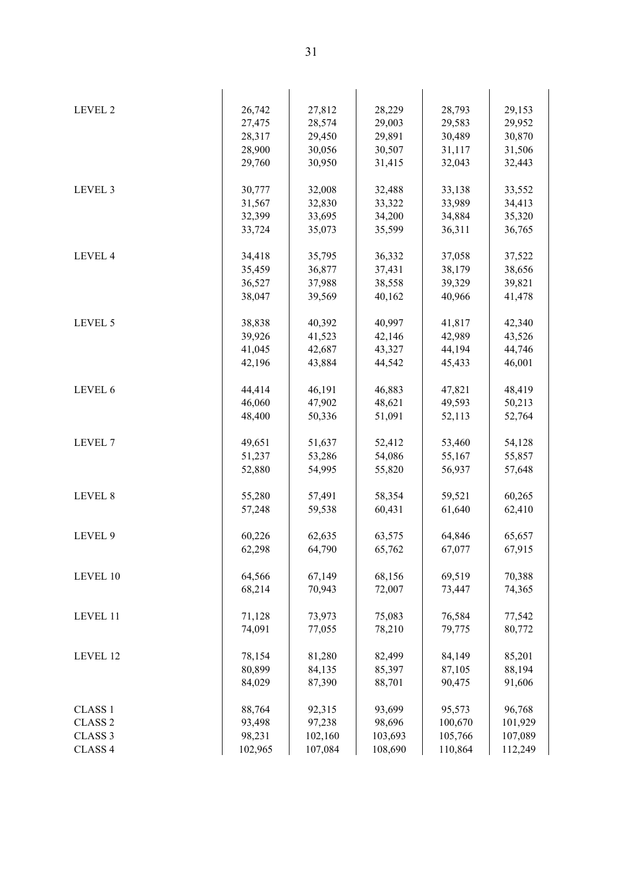| | | | | | |
|---|---|---|---|---|---|
| LEVEL 2 | 26,742 | 27,812 | 28,229 | 28,793 | 29,153 |
| | 27,475 | 28,574 | 29,003 | 29,583 | 29,952 |
| | 28,317 | 29,450 | 29,891 | 30,489 | 30,870 |
| | 28,900 | 30,056 | 30,507 | 31,117 | 31,506 |
| | 29,760 | 30,950 | 31,415 | 32,043 | 32,443 |
| LEVEL 3 | 30,777 | 32,008 | 32,488 | 33,138 | 33,552 |
| | 31,567 | 32,830 | 33,322 | 33,989 | 34,413 |
| | 32,399 | 33,695 | 34,200 | 34,884 | 35,320 |
| | 33,724 | 35,073 | 35,599 | 36,311 | 36,765 |
| LEVEL 4 | 34,418 | 35,795 | 36,332 | 37,058 | 37,522 |
| | 35,459 | 36,877 | 37,431 | 38,179 | 38,656 |
| | 36,527 | 37,988 | 38,558 | 39,329 | 39,821 |
| | 38,047 | 39,569 | 40,162 | 40,966 | 41,478 |
| LEVEL 5 | 38,838 | 40,392 | 40,997 | 41,817 | 42,340 |
| | 39,926 | 41,523 | 42,146 | 42,989 | 43,526 |
| | 41,045 | 42,687 | 43,327 | 44,194 | 44,746 |
| | 42,196 | 43,884 | 44,542 | 45,433 | 46,001 |
| LEVEL 6 | 44,414 | 46,191 | 46,883 | 47,821 | 48,419 |
| | 46,060 | 47,902 | 48,621 | 49,593 | 50,213 |
| | 48,400 | 50,336 | 51,091 | 52,113 | 52,764 |
| LEVEL 7 | 49,651 | 51,637 | 52,412 | 53,460 | 54,128 |
| | 51,237 | 53,286 | 54,086 | 55,167 | 55,857 |
| | 52,880 | 54,995 | 55,820 | 56,937 | 57,648 |
| LEVEL 8 | 55,280 | 57,491 | 58,354 | 59,521 | 60,265 |
| | 57,248 | 59,538 | 60,431 | 61,640 | 62,410 |
| LEVEL 9 | 60,226 | 62,635 | 63,575 | 64,846 | 65,657 |
| | 62,298 | 64,790 | 65,762 | 67,077 | 67,915 |
| LEVEL 10 | 64,566 | 67,149 | 68,156 | 69,519 | 70,388 |
| | 68,214 | 70,943 | 72,007 | 73,447 | 74,365 |
| LEVEL 11 | 71,128 | 73,973 | 75,083 | 76,584 | 77,542 |
| | 74,091 | 77,055 | 78,210 | 79,775 | 80,772 |
| LEVEL 12 | 78,154 | 81,280 | 82,499 | 84,149 | 85,201 |
| | 80,899 | 84,135 | 85,397 | 87,105 | 88,194 |
| | 84,029 | 87,390 | 88,701 | 90,475 | 91,606 |
| CLASS 1 | 88,764 | 92,315 | 93,699 | 95,573 | 96,768 |
| CLASS 2 | 93,498 | 97,238 | 98,696 | 100,670 | 101,929 |
| CLASS 3 | 98,231 | 102,160 | 103,693 | 105,766 | 107,089 |
| CLASS 4 | 102,965 | 107,084 | 108,690 | 110,864 | 112,249 |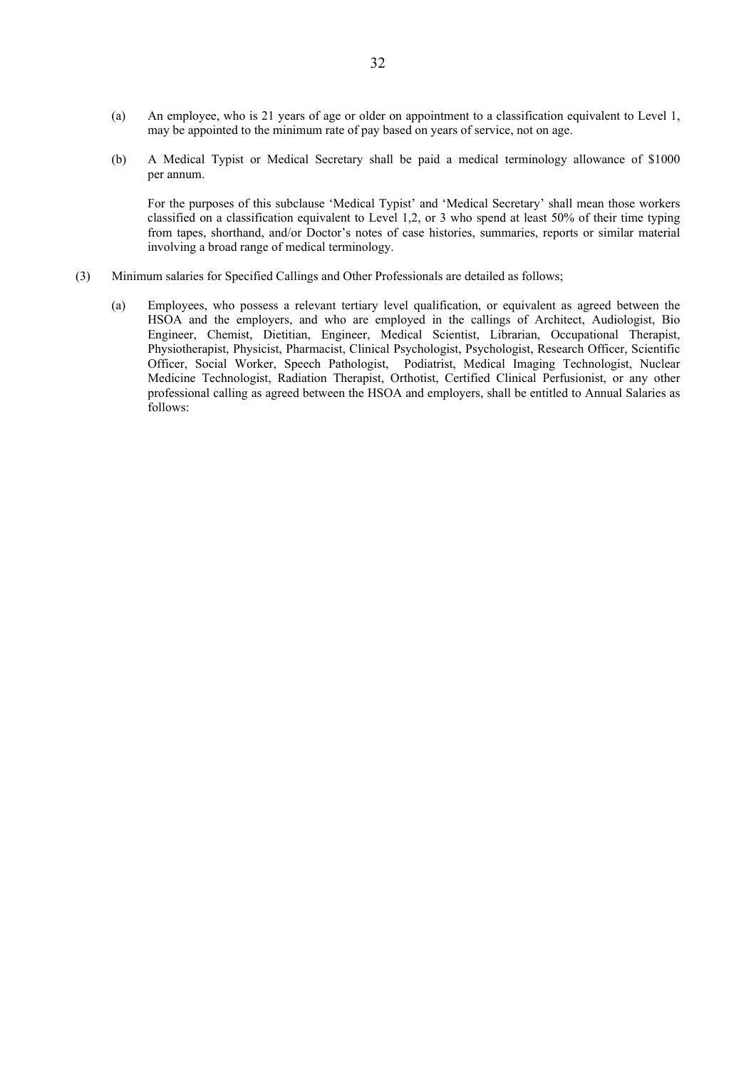(a) An employee, who is 21 years of age or older on appointment to a classification equivalent to Level 1, may be appointed to the minimum rate of pay based on years of service, not on age.

(b) A Medical Typist or Medical Secretary shall be paid a medical terminology allowance of $1000 per annum.

For the purposes of this subclause 'Medical Typist' and 'Medical Secretary' shall mean those workers classified on a classification equivalent to Level 1,2, or 3 who spend at least 50% of their time typing from tapes, shorthand, and/or Doctor's notes of case histories, summaries, reports or similar material involving a broad range of medical terminology.

(3) Minimum salaries for Specified Callings and Other Professionals are detailed as follows;

(a) Employees, who possess a relevant tertiary level qualification, or equivalent as agreed between the HSOA and the employers, and who are employed in the callings of Architect, Audiologist, Bio Engineer, Chemist, Dietitian, Engineer, Medical Scientist, Librarian, Occupational Therapist, Physiotherapist, Physicist, Pharmacist, Clinical Psychologist, Psychologist, Research Officer, Scientific Officer, Social Worker, Speech Pathologist, Podiatrist, Medical Imaging Technologist, Nuclear Medicine Technologist, Radiation Therapist, Orthotist, Certified Clinical Perfusionist, or any other professional calling as agreed between the HSOA and employers, shall be entitled to Annual Salaries as follows: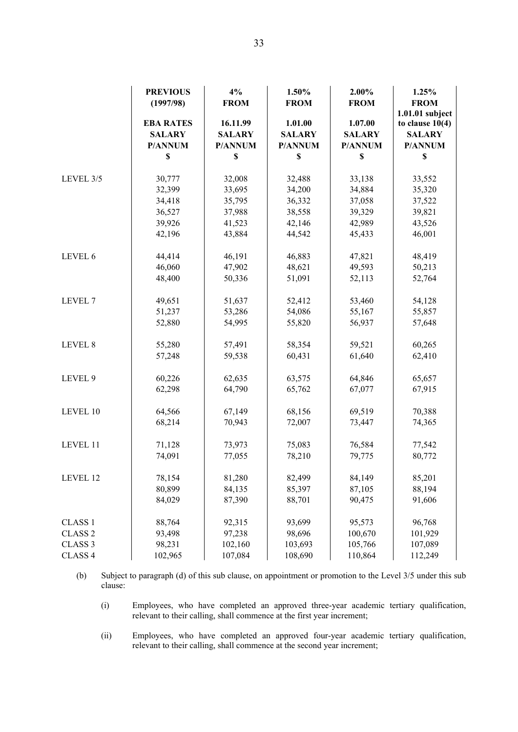| | PREVIOUS (1997/98) EBA RATES SALARY P/ANNUM $ | 4% FROM 16.11.99 SALARY P/ANNUM $ | 1.50% FROM 1.01.00 SALARY P/ANNUM $ | 2.00% FROM 1.07.00 SALARY P/ANNUM $ | 1.25% FROM 1.01.01 subject to clause 10(4) SALARY P/ANNUM $ |
|---|---|---|---|---|---|
| LEVEL 3/5 | 30,777 | 32,008 | 32,488 | 33,138 | 33,552 |
| | 32,399 | 33,695 | 34,200 | 34,884 | 35,320 |
| | 34,418 | 35,795 | 36,332 | 37,058 | 37,522 |
| | 36,527 | 37,988 | 38,558 | 39,329 | 39,821 |
| | 39,926 | 41,523 | 42,146 | 42,989 | 43,526 |
| | 42,196 | 43,884 | 44,542 | 45,433 | 46,001 |
| LEVEL 6 | 44,414 | 46,191 | 46,883 | 47,821 | 48,419 |
| | 46,060 | 47,902 | 48,621 | 49,593 | 50,213 |
| | 48,400 | 50,336 | 51,091 | 52,113 | 52,764 |
| LEVEL 7 | 49,651 | 51,637 | 52,412 | 53,460 | 54,128 |
| | 51,237 | 53,286 | 54,086 | 55,167 | 55,857 |
| | 52,880 | 54,995 | 55,820 | 56,937 | 57,648 |
| LEVEL 8 | 55,280 | 57,491 | 58,354 | 59,521 | 60,265 |
| | 57,248 | 59,538 | 60,431 | 61,640 | 62,410 |
| LEVEL 9 | 60,226 | 62,635 | 63,575 | 64,846 | 65,657 |
| | 62,298 | 64,790 | 65,762 | 67,077 | 67,915 |
| LEVEL 10 | 64,566 | 67,149 | 68,156 | 69,519 | 70,388 |
| | 68,214 | 70,943 | 72,007 | 73,447 | 74,365 |
| LEVEL 11 | 71,128 | 73,973 | 75,083 | 76,584 | 77,542 |
| | 74,091 | 77,055 | 78,210 | 79,775 | 80,772 |
| LEVEL 12 | 78,154 | 81,280 | 82,499 | 84,149 | 85,201 |
| | 80,899 | 84,135 | 85,397 | 87,105 | 88,194 |
| | 84,029 | 87,390 | 88,701 | 90,475 | 91,606 |
| CLASS 1 | 88,764 | 92,315 | 93,699 | 95,573 | 96,768 |
| CLASS 2 | 93,498 | 97,238 | 98,696 | 100,670 | 101,929 |
| CLASS 3 | 98,231 | 102,160 | 103,693 | 105,766 | 107,089 |
| CLASS 4 | 102,965 | 107,084 | 108,690 | 110,864 | 112,249 |

(b) Subject to paragraph (d) of this sub clause, on appointment or promotion to the Level 3/5 under this sub clause:

(i) Employees, who have completed an approved three-year academic tertiary qualification, relevant to their calling, shall commence at the first year increment;

(ii) Employees, who have completed an approved four-year academic tertiary qualification, relevant to their calling, shall commence at the second year increment;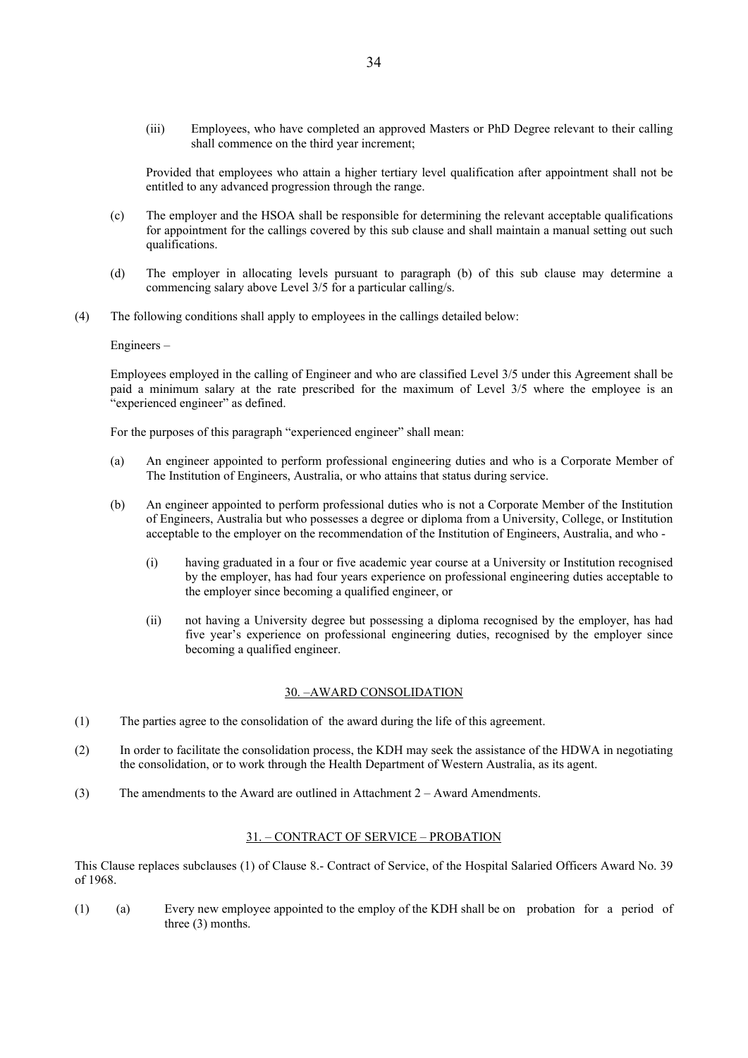(iii) Employees, who have completed an approved Masters or PhD Degree relevant to their calling shall commence on the third year increment;

Provided that employees who attain a higher tertiary level qualification after appointment shall not be entitled to any advanced progression through the range.

(c) The employer and the HSOA shall be responsible for determining the relevant acceptable qualifications for appointment for the callings covered by this sub clause and shall maintain a manual setting out such qualifications.

(d) The employer in allocating levels pursuant to paragraph (b) of this sub clause may determine a commencing salary above Level 3/5 for a particular calling/s.

(4) The following conditions shall apply to employees in the callings detailed below:

Engineers –

Employees employed in the calling of Engineer and who are classified Level 3/5 under this Agreement shall be paid a minimum salary at the rate prescribed for the maximum of Level 3/5 where the employee is an "experienced engineer" as defined.

For the purposes of this paragraph "experienced engineer" shall mean:

(a) An engineer appointed to perform professional engineering duties and who is a Corporate Member of The Institution of Engineers, Australia, or who attains that status during service.

(b) An engineer appointed to perform professional duties who is not a Corporate Member of the Institution of Engineers, Australia but who possesses a degree or diploma from a University, College, or Institution acceptable to the employer on the recommendation of the Institution of Engineers, Australia, and who -

(i) having graduated in a four or five academic year course at a University or Institution recognised by the employer, has had four years experience on professional engineering duties acceptable to the employer since becoming a qualified engineer, or

(ii) not having a University degree but possessing a diploma recognised by the employer, has had five year's experience on professional engineering duties, recognised by the employer since becoming a qualified engineer.

## 30. –AWARD CONSOLIDATION

(1) The parties agree to the consolidation of the award during the life of this agreement.

(2) In order to facilitate the consolidation process, the KDH may seek the assistance of the HDWA in negotiating the consolidation, or to work through the Health Department of Western Australia, as its agent.

(3) The amendments to the Award are outlined in Attachment 2 – Award Amendments.

## 31. – CONTRACT OF SERVICE – PROBATION

This Clause replaces subclauses (1) of Clause 8.- Contract of Service, of the Hospital Salaried Officers Award No. 39 of 1968.

(1) (a) Every new employee appointed to the employ of the KDH shall be on probation for a period of three (3) months.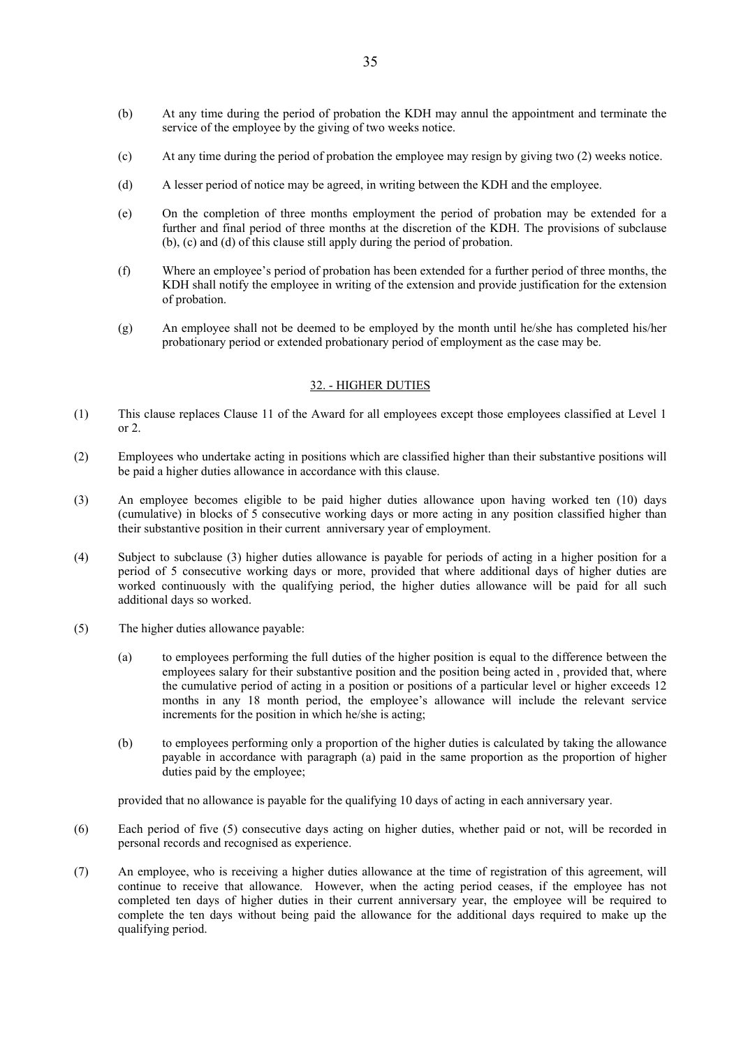(b) At any time during the period of probation the KDH may annul the appointment and terminate the service of the employee by the giving of two weeks notice.

(c) At any time during the period of probation the employee may resign by giving two (2) weeks notice.

(d) A lesser period of notice may be agreed, in writing between the KDH and the employee.

(e) On the completion of three months employment the period of probation may be extended for a further and final period of three months at the discretion of the KDH. The provisions of subclause (b), (c) and (d) of this clause still apply during the period of probation.

(f) Where an employee's period of probation has been extended for a further period of three months, the KDH shall notify the employee in writing of the extension and provide justification for the extension of probation.

(g) An employee shall not be deemed to be employed by the month until he/she has completed his/her probationary period or extended probationary period of employment as the case may be.

## 32. - HIGHER DUTIES

(1) This clause replaces Clause 11 of the Award for all employees except those employees classified at Level 1 or 2.

(2) Employees who undertake acting in positions which are classified higher than their substantive positions will be paid a higher duties allowance in accordance with this clause.

(3) An employee becomes eligible to be paid higher duties allowance upon having worked ten (10) days (cumulative) in blocks of 5 consecutive working days or more acting in any position classified higher than their substantive position in their current anniversary year of employment.

(4) Subject to subclause (3) higher duties allowance is payable for periods of acting in a higher position for a period of 5 consecutive working days or more, provided that where additional days of higher duties are worked continuously with the qualifying period, the higher duties allowance will be paid for all such additional days so worked.

(5) The higher duties allowance payable:

(a) to employees performing the full duties of the higher position is equal to the difference between the employees salary for their substantive position and the position being acted in , provided that, where the cumulative period of acting in a position or positions of a particular level or higher exceeds 12 months in any 18 month period, the employee's allowance will include the relevant service increments for the position in which he/she is acting;

(b) to employees performing only a proportion of the higher duties is calculated by taking the allowance payable in accordance with paragraph (a) paid in the same proportion as the proportion of higher duties paid by the employee;

provided that no allowance is payable for the qualifying 10 days of acting in each anniversary year.

(6) Each period of five (5) consecutive days acting on higher duties, whether paid or not, will be recorded in personal records and recognised as experience.

(7) An employee, who is receiving a higher duties allowance at the time of registration of this agreement, will continue to receive that allowance. However, when the acting period ceases, if the employee has not completed ten days of higher duties in their current anniversary year, the employee will be required to complete the ten days without being paid the allowance for the additional days required to make up the qualifying period.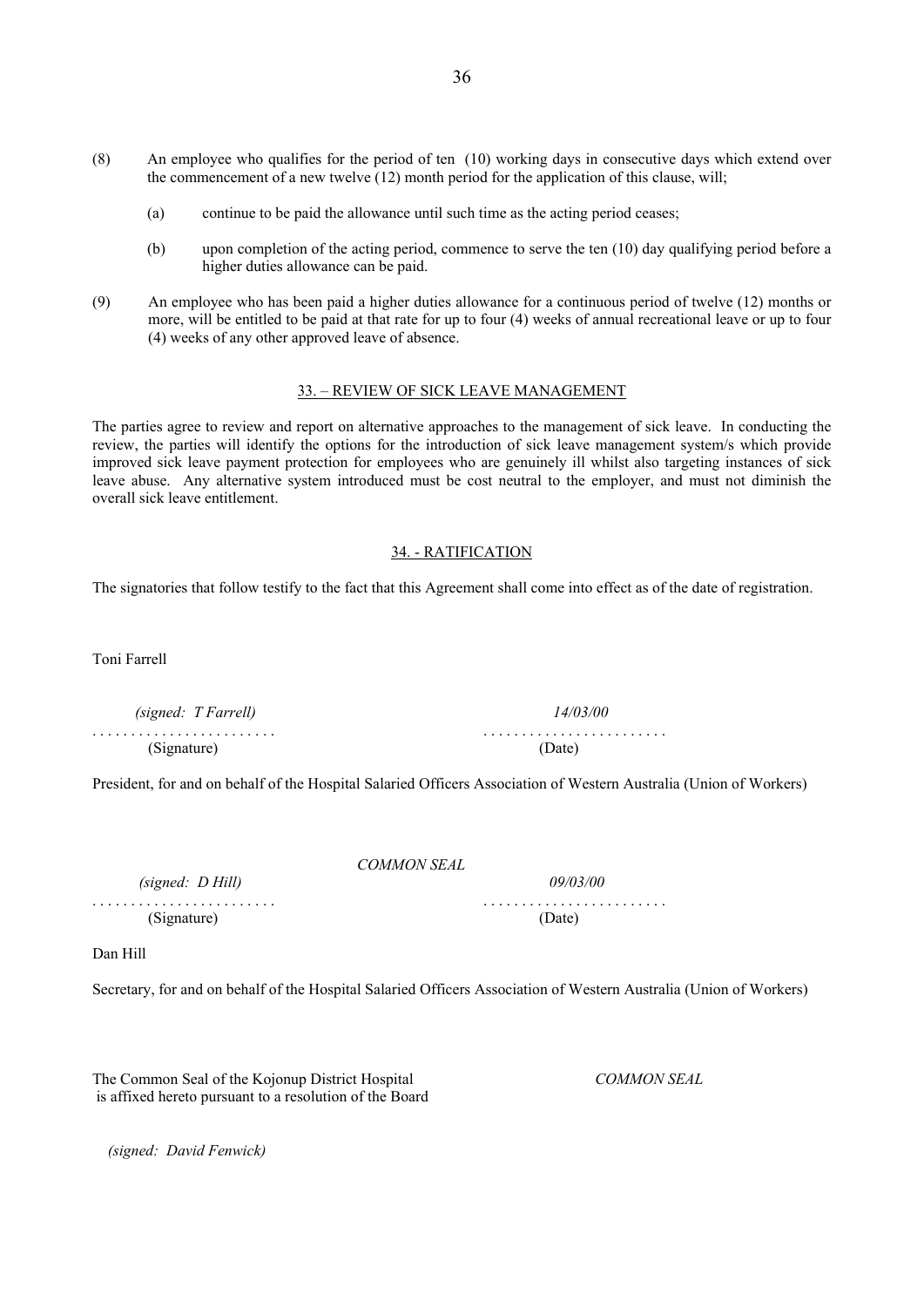(8) An employee who qualifies for the period of ten (10) working days in consecutive days which extend over the commencement of a new twelve (12) month period for the application of this clause, will;

   (a) continue to be paid the allowance until such time as the acting period ceases;

   (b) upon completion of the acting period, commence to serve the ten (10) day qualifying period before a higher duties allowance can be paid.

(9) An employee who has been paid a higher duties allowance for a continuous period of twelve (12) months or more, will be entitled to be paid at that rate for up to four (4) weeks of annual recreational leave or up to four (4) weeks of any other approved leave of absence.

## 33. – REVIEW OF SICK LEAVE MANAGEMENT

The parties agree to review and report on alternative approaches to the management of sick leave. In conducting the review, the parties will identify the options for the introduction of sick leave management system/s which provide improved sick leave payment protection for employees who are genuinely ill whilst also targeting instances of sick leave abuse. Any alternative system introduced must be cost neutral to the employer, and must not diminish the overall sick leave entitlement.

## 34. - RATIFICATION

The signatories that follow testify to the fact that this Agreement shall come into effect as of the date of registration.

Toni Farrell

*(signed: T Farrell)* . . . . . . . . . . . . . . . . . . . . . . . .
(Signature)

*14/03/00* . . . . . . . . . . . . . . . . . . . . . . . .
(Date)

President, for and on behalf of the Hospital Salaried Officers Association of Western Australia (Union of Workers)

*COMMON SEAL*

*(signed: D Hill)* . . . . . . . . . . . . . . . . . . . . . . . .
(Signature)

*09/03/00* . . . . . . . . . . . . . . . . . . . . . . . .
(Date)

Dan Hill

Secretary, for and on behalf of the Hospital Salaried Officers Association of Western Australia (Union of Workers)

The Common Seal of the Kojonup District Hospital is affixed hereto pursuant to a resolution of the Board

*COMMON SEAL*

*(signed: David Fenwick)*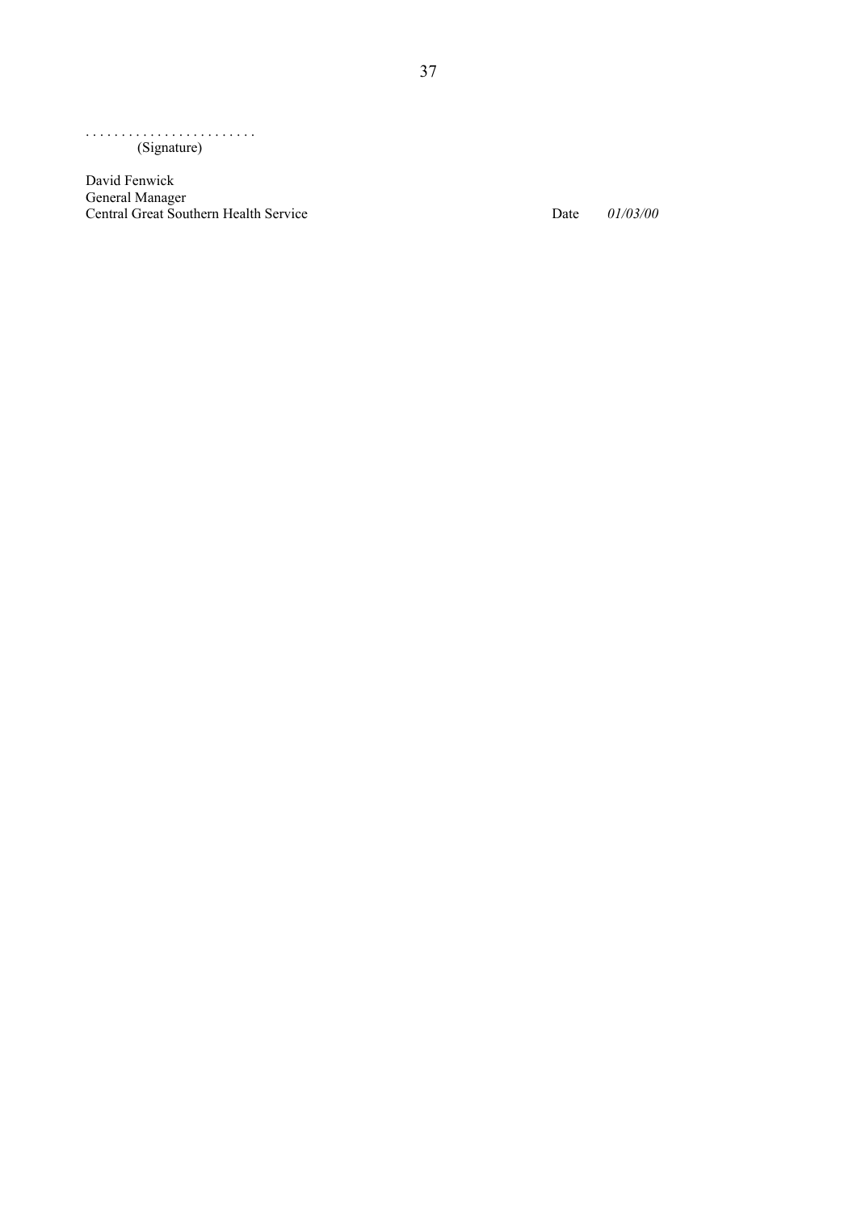. . . . . . . . . . . . . . . . . . . . . . . .
(Signature)

David Fenwick
General Manager
Central Great Southern Health Service — Date *01/03/00*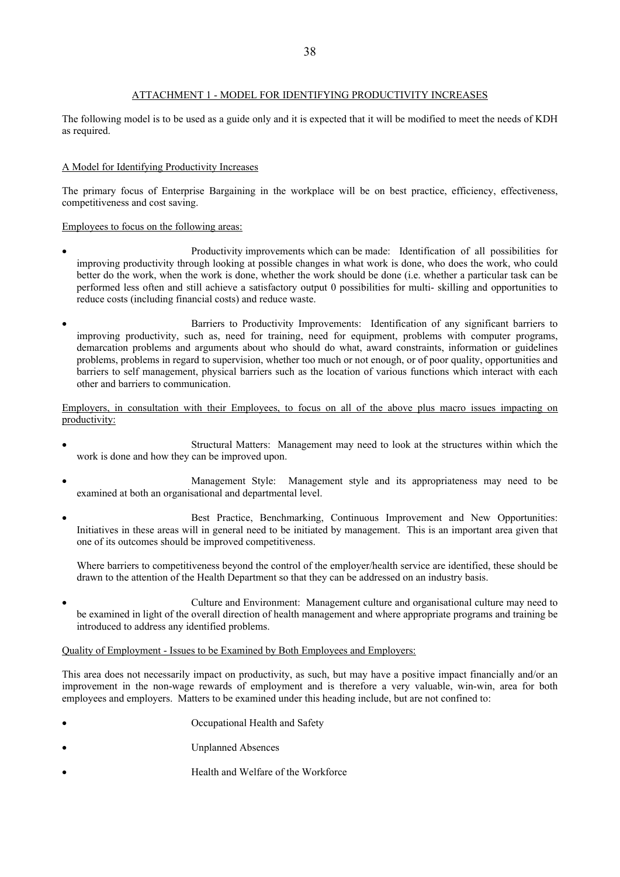## ATTACHMENT 1 - MODEL FOR IDENTIFYING PRODUCTIVITY INCREASES

The following model is to be used as a guide only and it is expected that it will be modified to meet the needs of KDH as required.

### A Model for Identifying Productivity Increases

The primary focus of Enterprise Bargaining in the workplace will be on best practice, efficiency, effectiveness, competitiveness and cost saving.

Employees to focus on the following areas:

- Productivity improvements which can be made: Identification of all possibilities for improving productivity through looking at possible changes in what work is done, who does the work, who could better do the work, when the work is done, whether the work should be done (i.e. whether a particular task can be performed less often and still achieve a satisfactory output 0 possibilities for multi- skilling and opportunities to reduce costs (including financial costs) and reduce waste.

- Barriers to Productivity Improvements: Identification of any significant barriers to improving productivity, such as, need for training, need for equipment, problems with computer programs, demarcation problems and arguments about who should do what, award constraints, information or guidelines problems, problems in regard to supervision, whether too much or not enough, or of poor quality, opportunities and barriers to self management, physical barriers such as the location of various functions which interact with each other and barriers to communication.

Employers, in consultation with their Employees, to focus on all of the above plus macro issues impacting on productivity:

- Structural Matters: Management may need to look at the structures within which the work is done and how they can be improved upon.

- Management Style: Management style and its appropriateness may need to be examined at both an organisational and departmental level.

- Best Practice, Benchmarking, Continuous Improvement and New Opportunities: Initiatives in these areas will in general need to be initiated by management. This is an important area given that one of its outcomes should be improved competitiveness.

  Where barriers to competitiveness beyond the control of the employer/health service are identified, these should be drawn to the attention of the Health Department so that they can be addressed on an industry basis.

- Culture and Environment: Management culture and organisational culture may need to be examined in light of the overall direction of health management and where appropriate programs and training be introduced to address any identified problems.

Quality of Employment - Issues to be Examined by Both Employees and Employers:

This area does not necessarily impact on productivity, as such, but may have a positive impact financially and/or an improvement in the non-wage rewards of employment and is therefore a very valuable, win-win, area for both employees and employers. Matters to be examined under this heading include, but are not confined to:

- Occupational Health and Safety
- Unplanned Absences
- Health and Welfare of the Workforce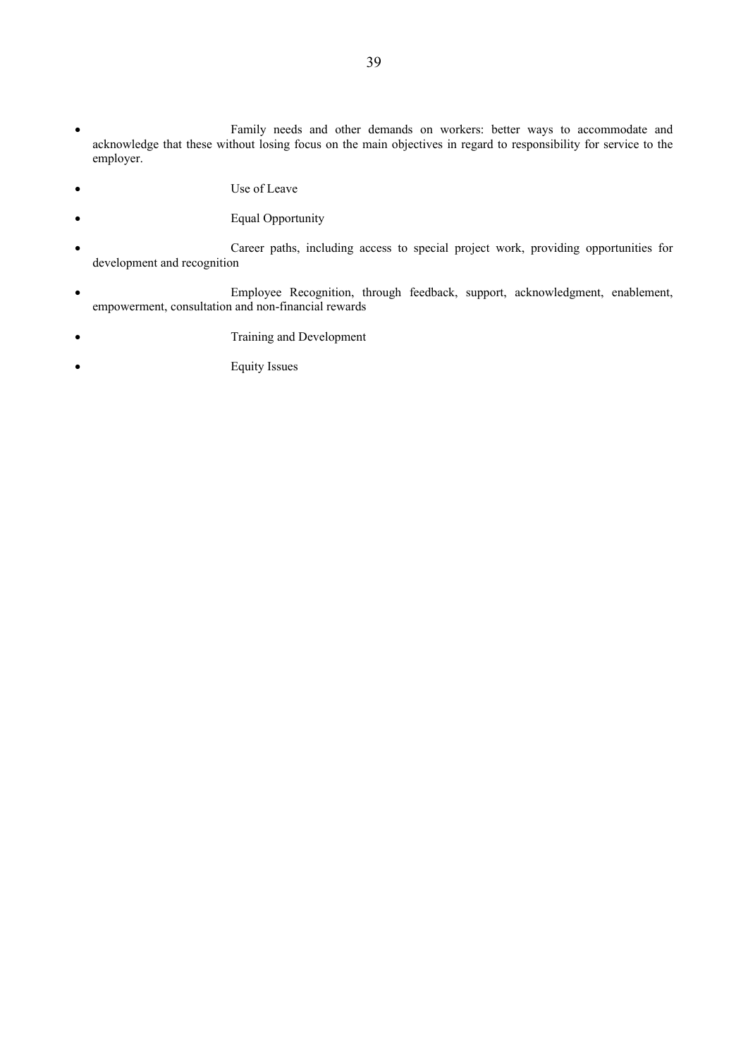- Family needs and other demands on workers: better ways to accommodate and acknowledge that these without losing focus on the main objectives in regard to responsibility for service to the employer.
- Use of Leave
- Equal Opportunity
- Career paths, including access to special project work, providing opportunities for development and recognition
- Employee Recognition, through feedback, support, acknowledgment, enablement, empowerment, consultation and non-financial rewards
- Training and Development
- Equity Issues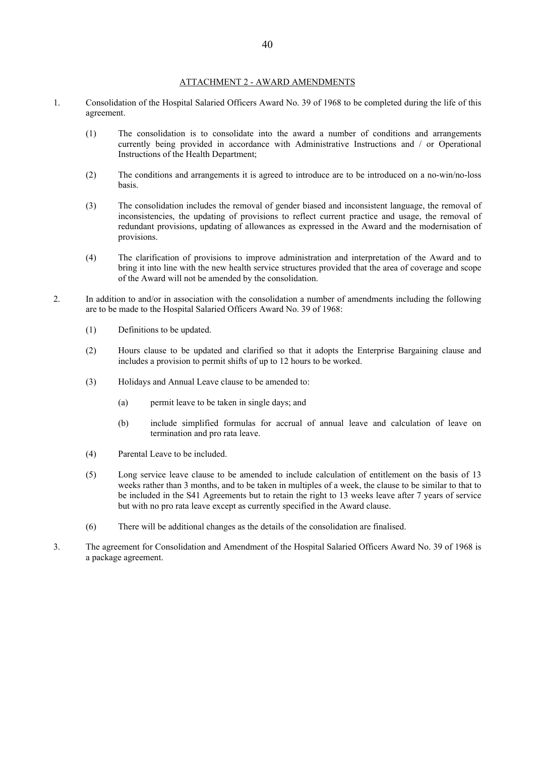## ATTACHMENT 2 - AWARD AMENDMENTS

1. Consolidation of the Hospital Salaried Officers Award No. 39 of 1968 to be completed during the life of this agreement.

   (1) The consolidation is to consolidate into the award a number of conditions and arrangements currently being provided in accordance with Administrative Instructions and / or Operational Instructions of the Health Department;

   (2) The conditions and arrangements it is agreed to introduce are to be introduced on a no-win/no-loss basis.

   (3) The consolidation includes the removal of gender biased and inconsistent language, the removal of inconsistencies, the updating of provisions to reflect current practice and usage, the removal of redundant provisions, updating of allowances as expressed in the Award and the modernisation of provisions.

   (4) The clarification of provisions to improve administration and interpretation of the Award and to bring it into line with the new health service structures provided that the area of coverage and scope of the Award will not be amended by the consolidation.

2. In addition to and/or in association with the consolidation a number of amendments including the following are to be made to the Hospital Salaried Officers Award No. 39 of 1968:

   (1) Definitions to be updated.

   (2) Hours clause to be updated and clarified so that it adopts the Enterprise Bargaining clause and includes a provision to permit shifts of up to 12 hours to be worked.

   (3) Holidays and Annual Leave clause to be amended to:

      (a) permit leave to be taken in single days; and

      (b) include simplified formulas for accrual of annual leave and calculation of leave on termination and pro rata leave.

   (4) Parental Leave to be included.

   (5) Long service leave clause to be amended to include calculation of entitlement on the basis of 13 weeks rather than 3 months, and to be taken in multiples of a week, the clause to be similar to that to be included in the S41 Agreements but to retain the right to 13 weeks leave after 7 years of service but with no pro rata leave except as currently specified in the Award clause.

   (6) There will be additional changes as the details of the consolidation are finalised.

3. The agreement for Consolidation and Amendment of the Hospital Salaried Officers Award No. 39 of 1968 is a package agreement.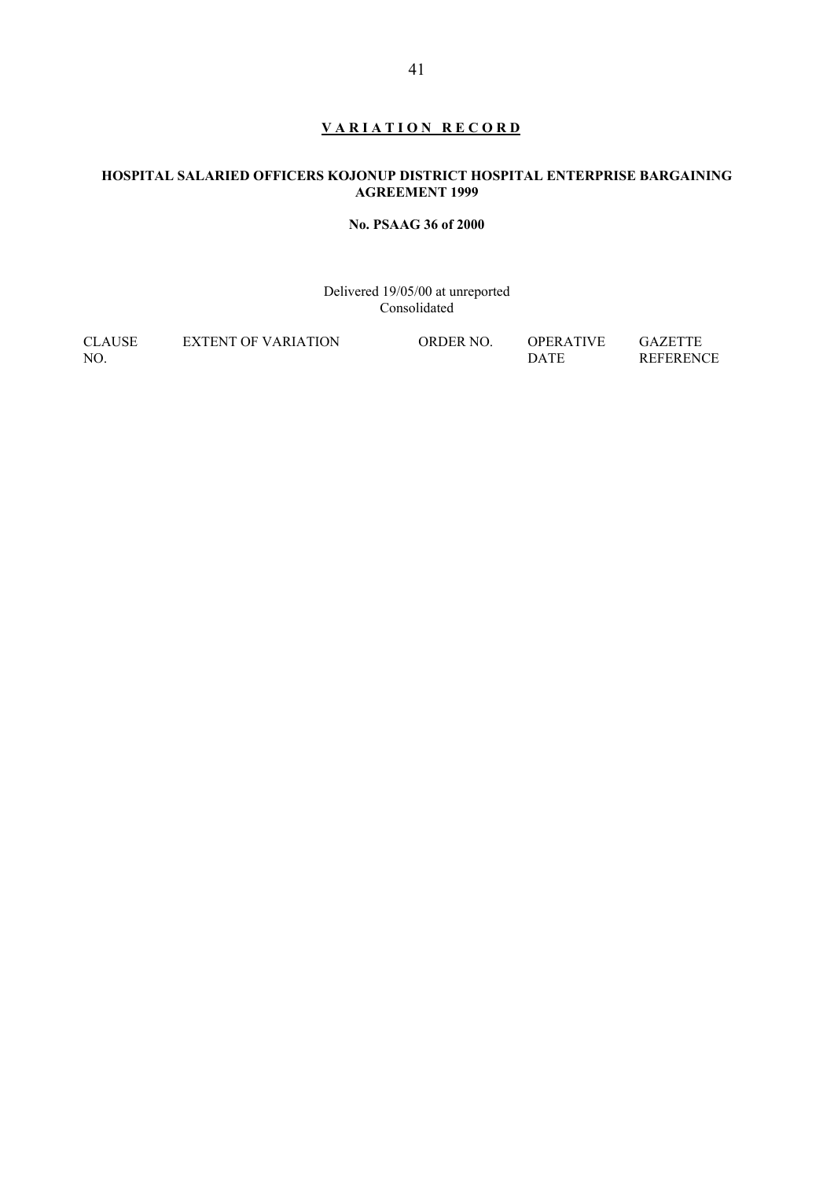# VARIATION RECORD

**HOSPITAL SALARIED OFFICERS KOJONUP DISTRICT HOSPITAL ENTERPRISE BARGAINING AGREEMENT 1999**

**No. PSAAG 36 of 2000**

Delivered 19/05/00 at unreported
Consolidated

| CLAUSE NO. | EXTENT OF VARIATION | ORDER NO. | OPERATIVE DATE | GAZETTE REFERENCE |
|---|---|---|---|---|